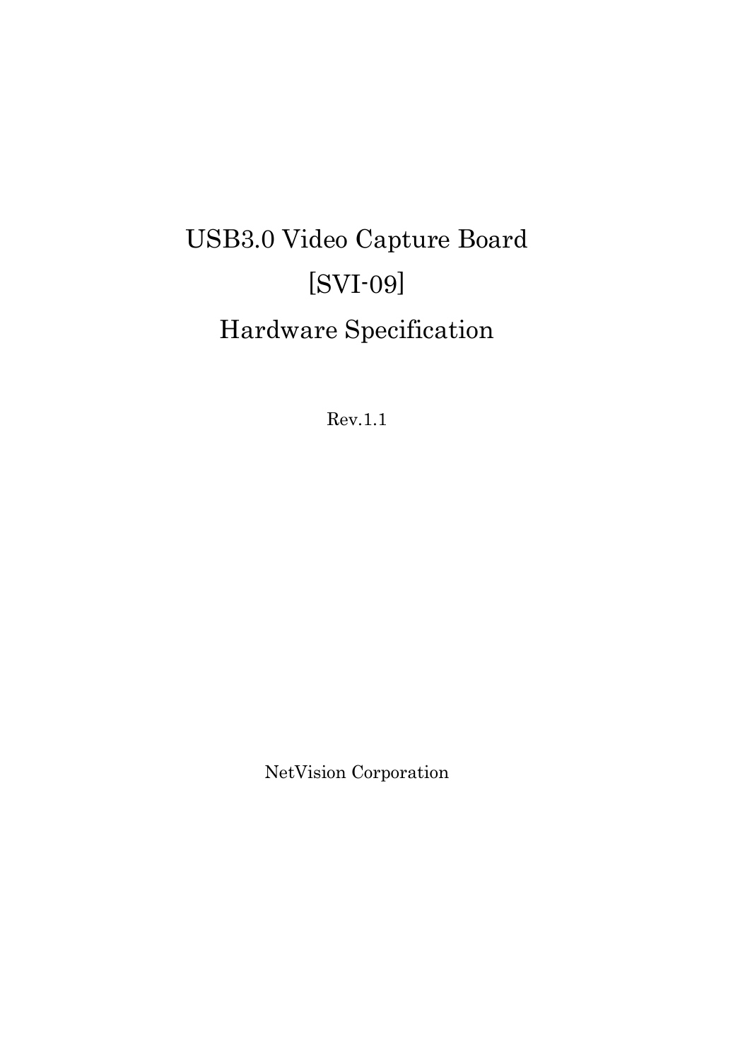# USB3.0 Video Capture Board

# [SVI-09]

# Hardware Specification

Rev.1.1

NetVision Corporation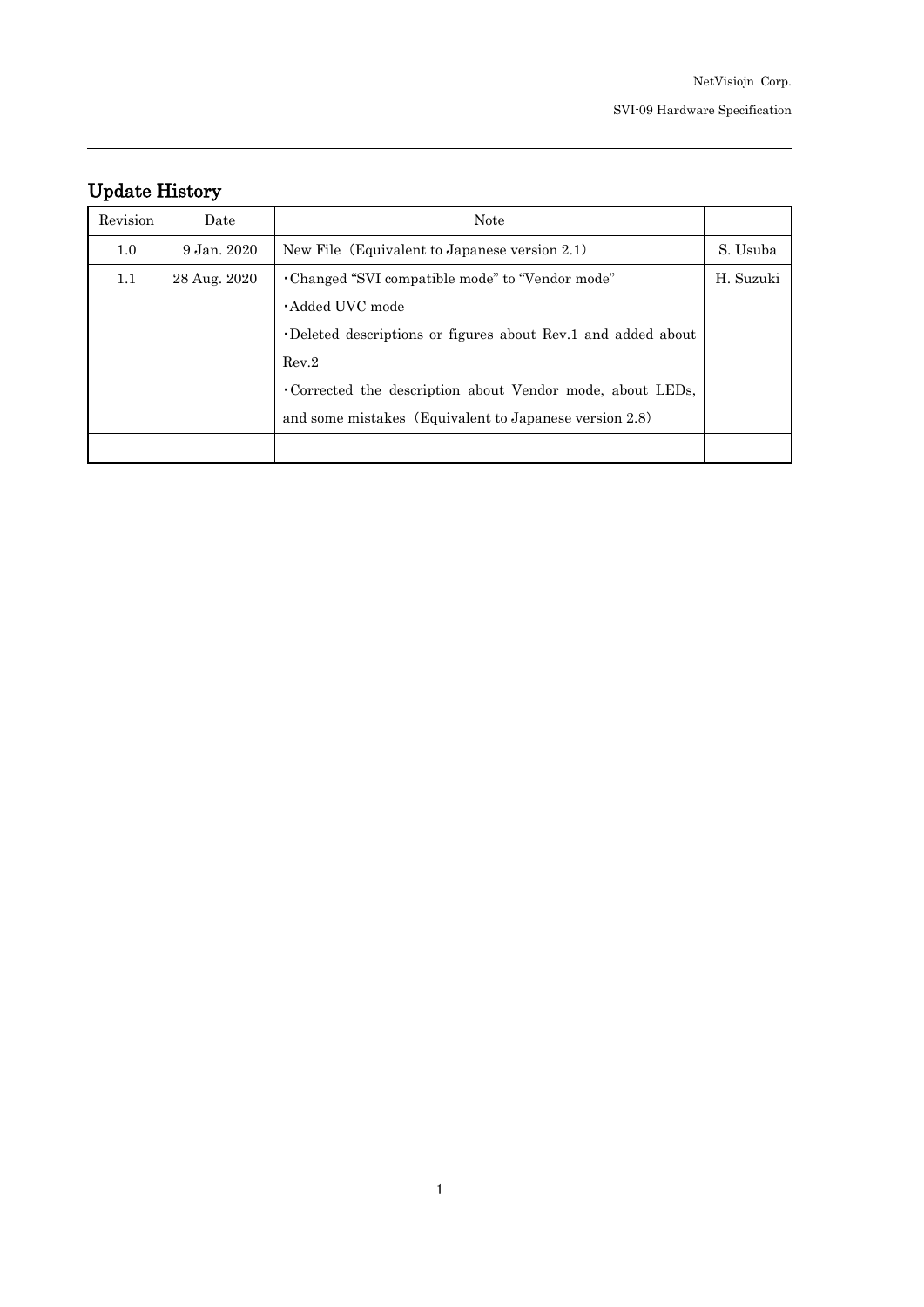## Update History

| Revision | Date | Note | |
|---|---|---|---|
| 1.0 | 9 Jan. 2020 | New File（Equivalent to Japanese version 2.1） | S. Usuba |
| 1.1 | 28 Aug. 2020 | ･Changed “SVI compatible mode” to “Vendor mode”<br>･Added UVC mode<br>･Deleted descriptions or figures about Rev.1 and added about Rev.2<br>･Corrected the description about Vendor mode, about LEDs, and some mistakes（Equivalent to Japanese version 2.8） | H. Suzuki |
| | | | |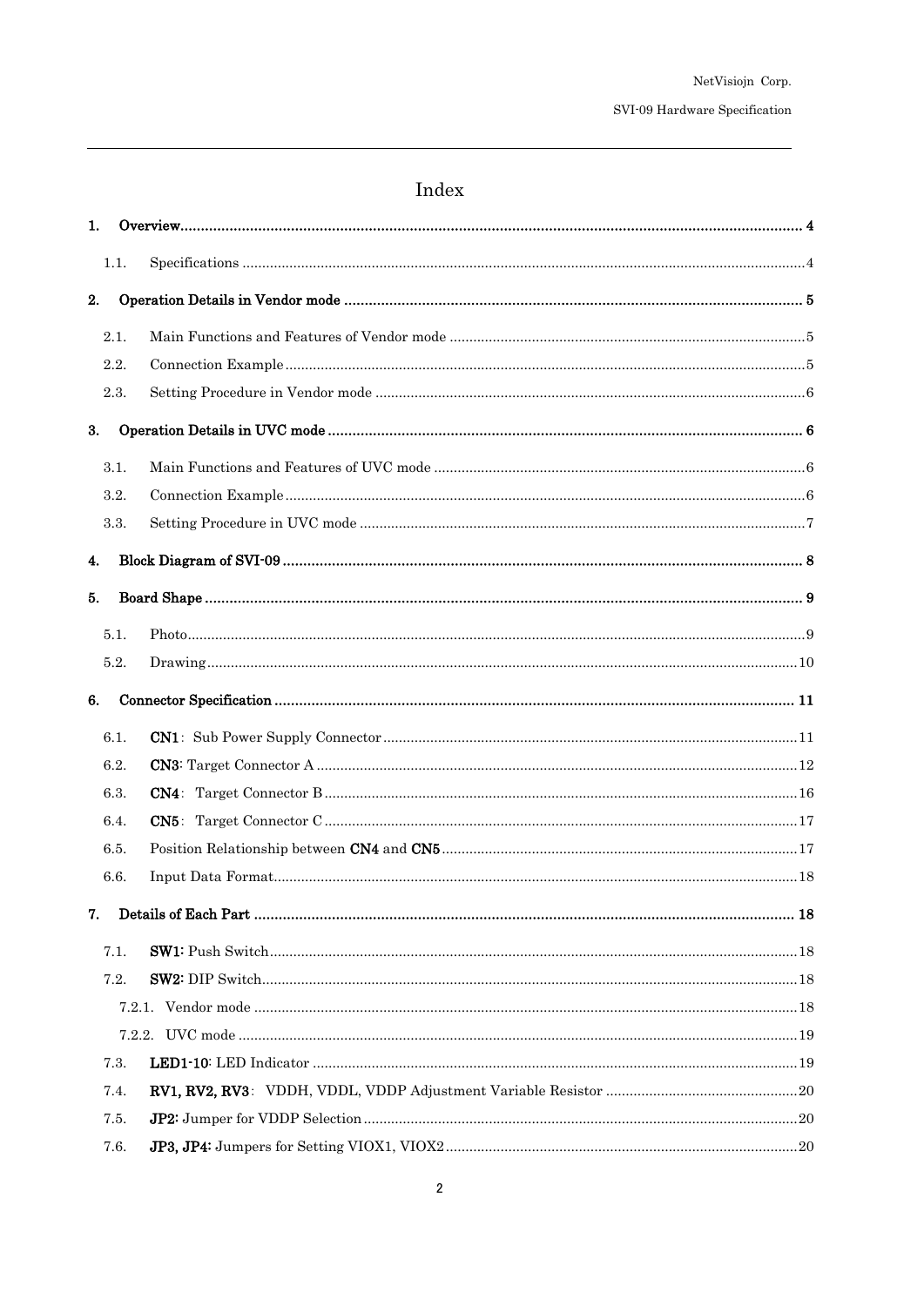# Index

**1. Overview** ........ **4**

- 1.1. Specifications ........ 4

**2. Operation Details in Vendor mode** ........ **5**

- 2.1. Main Functions and Features of Vendor mode ........ 5
- 2.2. Connection Example ........ 5
- 2.3. Setting Procedure in Vendor mode ........ 6

**3. Operation Details in UVC mode** ........ **6**

- 3.1. Main Functions and Features of UVC mode ........ 6
- 3.2. Connection Example ........ 6
- 3.3. Setting Procedure in UVC mode ........ 7

**4. Block Diagram of SVI-09** ........ **8**

**5. Board Shape** ........ **9**

- 5.1. Photo ........ 9
- 5.2. Drawing ........ 10

**6. Connector Specification** ........ **11**

- 6.1. **CN1**： Sub Power Supply Connector ........ 11
- 6.2. **CN3**: Target Connector A ........ 12
- 6.3. **CN4**： Target Connector B ........ 16
- 6.4. **CN5**： Target Connector C ........ 17
- 6.5. Position Relationship between **CN4** and **CN5** ........ 17
- 6.6. Input Data Format ........ 18

**7. Details of Each Part** ........ **18**

- 7.1. **SW1:** Push Switch ........ 18
- 7.2. **SW2:** DIP Switch ........ 18
  - 7.2.1. Vendor mode ........ 18
  - 7.2.2. UVC mode ........ 19
- 7.3. **LED1-10:** LED Indicator ........ 19
- 7.4. **RV1, RV2, RV3**： VDDH, VDDL, VDDP Adjustment Variable Resistor ........ 20
- 7.5. **JP2:** Jumper for VDDP Selection ........ 20
- 7.6. **JP3, JP4:** Jumpers for Setting VIOX1, VIOX2 ........ 20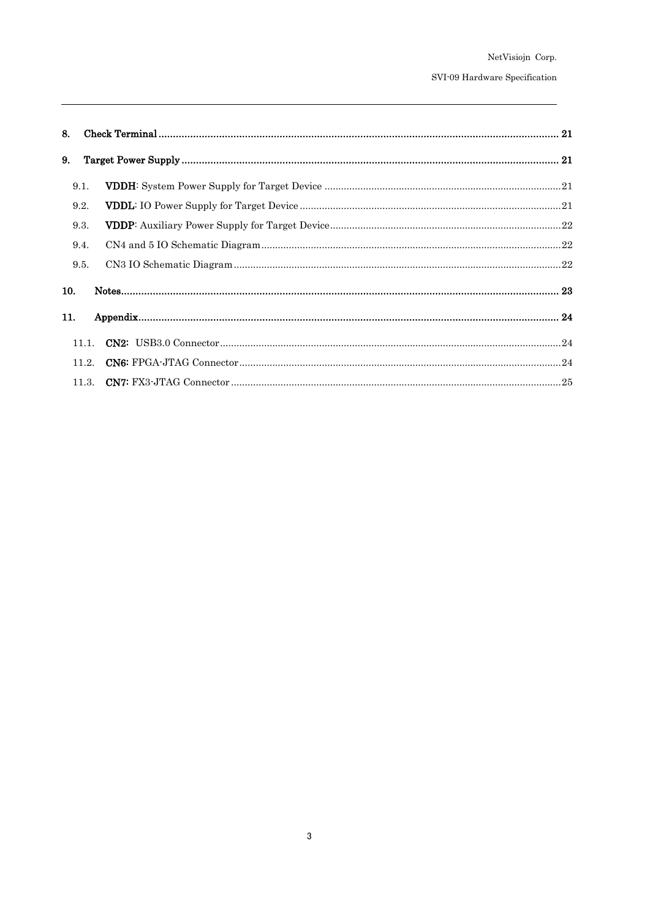**8. Check Terminal** .......................................................................................................................................... **21**

**9. Target Power Supply** .................................................................................................................................. **21**

9.1. **VDDH**: System Power Supply for Target Device ..................................................................................... 21

9.2. **VDDL**: IO Power Supply for Target Device ............................................................................................. 21

9.3. **VDDP**: Auxiliary Power Supply for Target Device ................................................................................... 22

9.4. CN4 and 5 IO Schematic Diagram ........................................................................................................... 22

9.5. CN3 IO Schematic Diagram ..................................................................................................................... 22

**10. Notes** ......................................................................................................................................................... **23**

**11. Appendix** ................................................................................................................................................... **24**

11.1. **CN2:** USB3.0 Connector ...................................................................................................................... 24

11.2. **CN6:** FPGA-JTAG Connector ................................................................................................................ 24

11.3. **CN7:** FX3-JTAG Connector ................................................................................................................... 25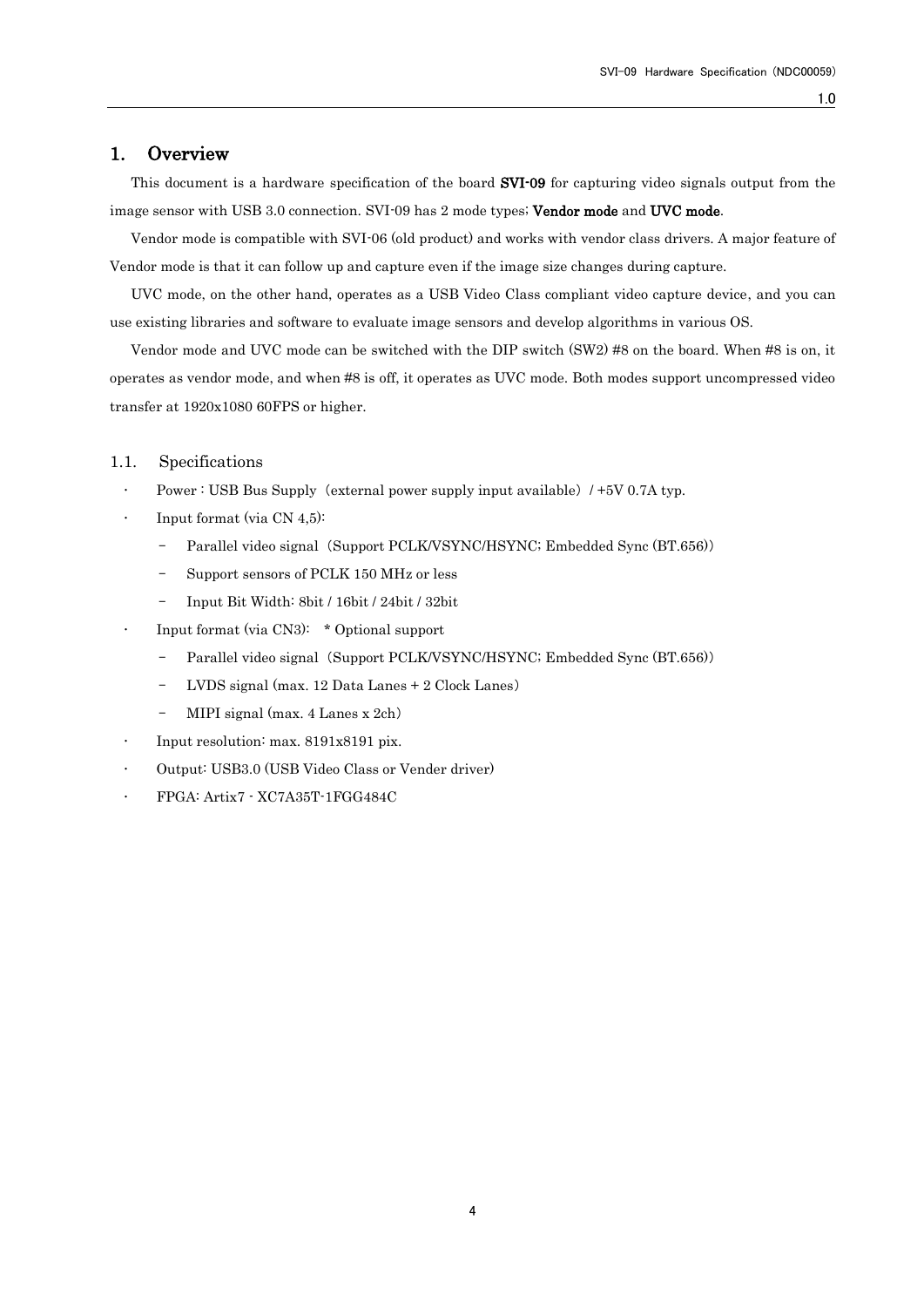# 1. Overview

This document is a hardware specification of the board **SVI-09** for capturing video signals output from the image sensor with USB 3.0 connection. SVI-09 has 2 mode types; **Vendor mode** and **UVC mode**.

Vendor mode is compatible with SVI-06 (old product) and works with vendor class drivers. A major feature of Vendor mode is that it can follow up and capture even if the image size changes during capture.

UVC mode, on the other hand, operates as a USB Video Class compliant video capture device, and you can use existing libraries and software to evaluate image sensors and develop algorithms in various OS.

Vendor mode and UVC mode can be switched with the DIP switch (SW2) #8 on the board. When #8 is on, it operates as vendor mode, and when #8 is off, it operates as UVC mode. Both modes support uncompressed video transfer at 1920x1080 60FPS or higher.

## 1.1. Specifications

- Power : USB Bus Supply（external power supply input available）/ +5V 0.7A typ.
- Input format (via CN 4,5):
  - Parallel video signal（Support PCLK/VSYNC/HSYNC; Embedded Sync (BT.656)）
  - Support sensors of PCLK 150 MHz or less
  - Input Bit Width: 8bit / 16bit / 24bit / 32bit
- Input format (via CN3): * Optional support
  - Parallel video signal（Support PCLK/VSYNC/HSYNC; Embedded Sync (BT.656)）
  - LVDS signal (max. 12 Data Lanes + 2 Clock Lanes)
  - MIPI signal (max. 4 Lanes x 2ch)
- Input resolution: max. 8191x8191 pix.
- Output: USB3.0 (USB Video Class or Vender driver)
- FPGA: Artix7 - XC7A35T-1FGG484C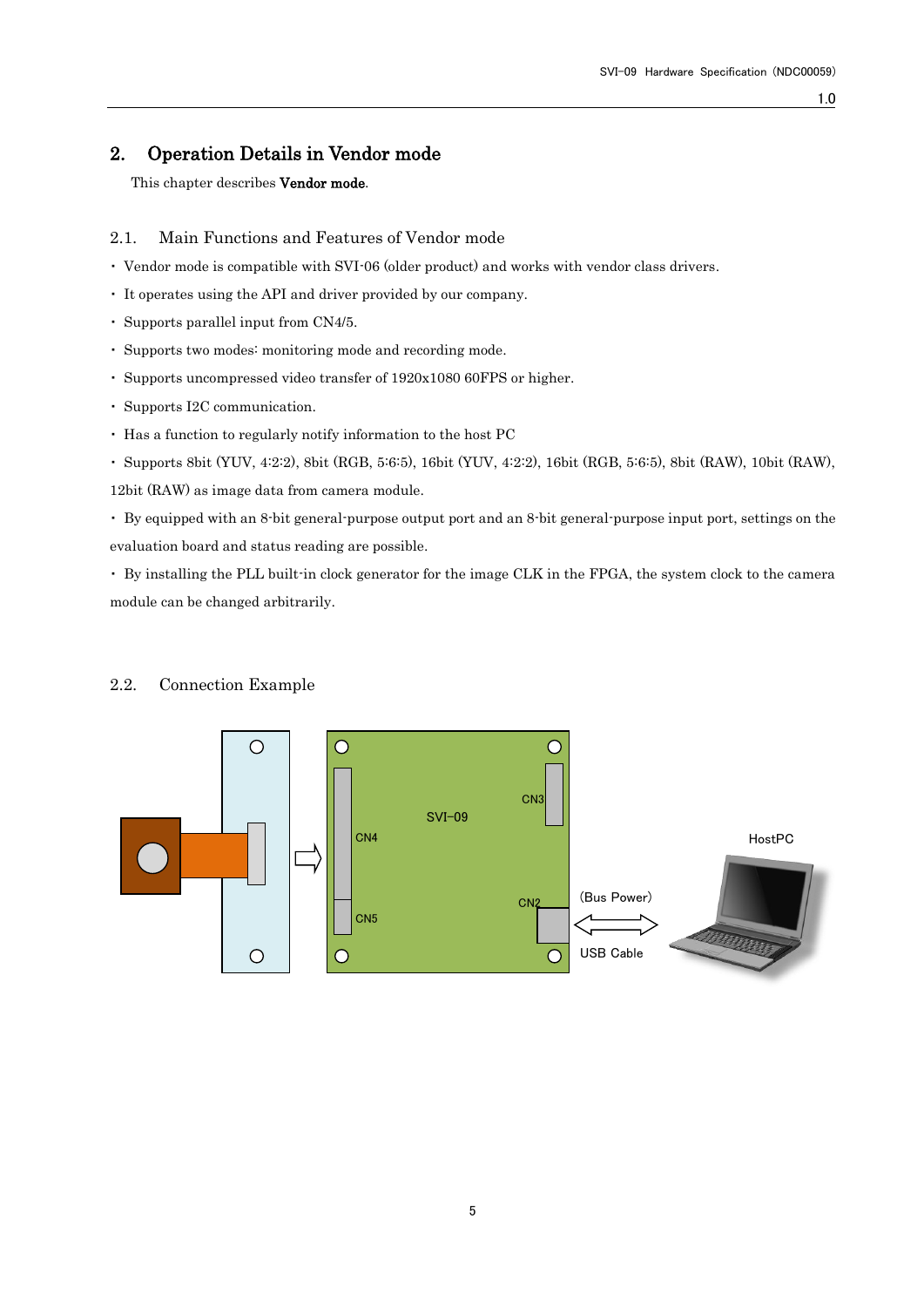# 2. Operation Details in Vendor mode

This chapter describes **Vendor mode**.

## 2.1. Main Functions and Features of Vendor mode

- Vendor mode is compatible with SVI-06 (older product) and works with vendor class drivers.
- It operates using the API and driver provided by our company.
- Supports parallel input from CN4/5.
- Supports two modes: monitoring mode and recording mode.
- Supports uncompressed video transfer of 1920x1080 60FPS or higher.
- Supports I2C communication.
- Has a function to regularly notify information to the host PC
- Supports 8bit (YUV, 4:2:2), 8bit (RGB, 5:6:5), 16bit (YUV, 4:2:2), 16bit (RGB, 5:6:5), 8bit (RAW), 10bit (RAW), 12bit (RAW) as image data from camera module.
- By equipped with an 8-bit general-purpose output port and an 8-bit general-purpose input port, settings on the evaluation board and status reading are possible.
- By installing the PLL built-in clock generator for the image CLK in the FPGA, the system clock to the camera module can be changed arbitrarily.

## 2.2. Connection Example

SVI-09

CN3

CN4

CN5

CN2

(Bus Power)

USB Cable

HostPC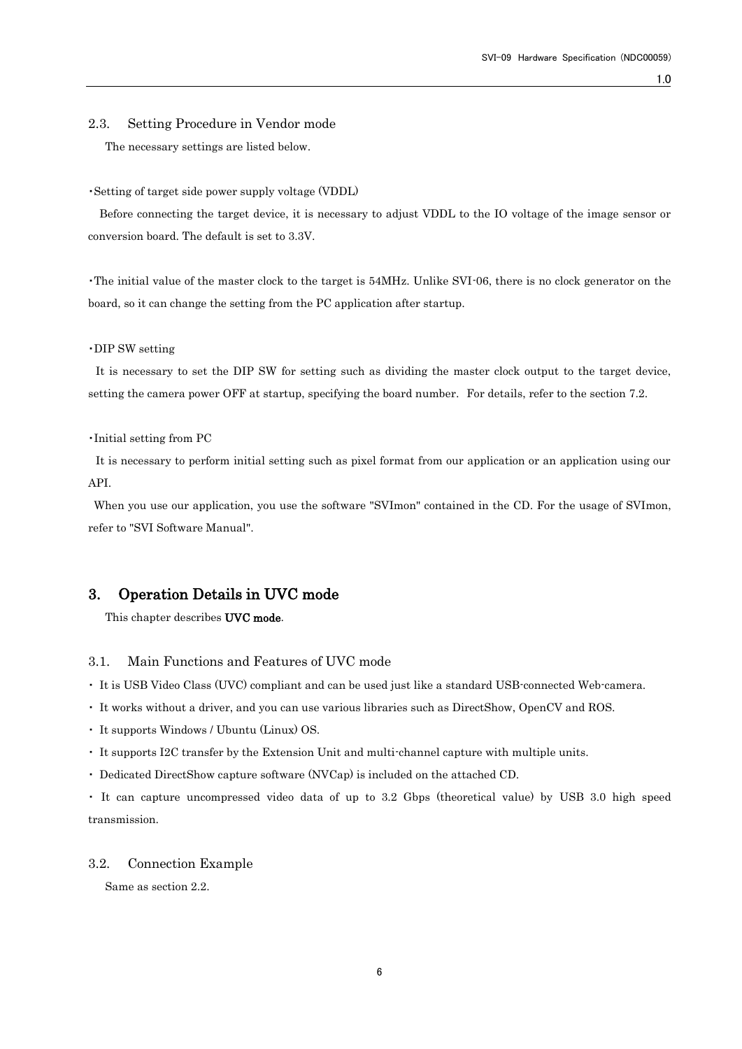### 2.3. Setting Procedure in Vendor mode

The necessary settings are listed below.

・Setting of target side power supply voltage (VDDL)

Before connecting the target device, it is necessary to adjust VDDL to the IO voltage of the image sensor or conversion board. The default is set to 3.3V.

・The initial value of the master clock to the target is 54MHz. Unlike SVI-06, there is no clock generator on the board, so it can change the setting from the PC application after startup.

・DIP SW setting

It is necessary to set the DIP SW for setting such as dividing the master clock output to the target device, setting the camera power OFF at startup, specifying the board number. For details, refer to the section 7.2.

・Initial setting from PC

It is necessary to perform initial setting such as pixel format from our application or an application using our API.

When you use our application, you use the software "SVImon" contained in the CD. For the usage of SVImon, refer to "SVI Software Manual".

## 3. Operation Details in UVC mode

This chapter describes **UVC mode**.

### 3.1. Main Functions and Features of UVC mode

・ It is USB Video Class (UVC) compliant and can be used just like a standard USB-connected Web-camera.

・ It works without a driver, and you can use various libraries such as DirectShow, OpenCV and ROS.

・ It supports Windows / Ubuntu (Linux) OS.

・ It supports I2C transfer by the Extension Unit and multi-channel capture with multiple units.

・ Dedicated DirectShow capture software (NVCap) is included on the attached CD.

・ It can capture uncompressed video data of up to 3.2 Gbps (theoretical value) by USB 3.0 high speed transmission.

### 3.2. Connection Example

Same as section 2.2.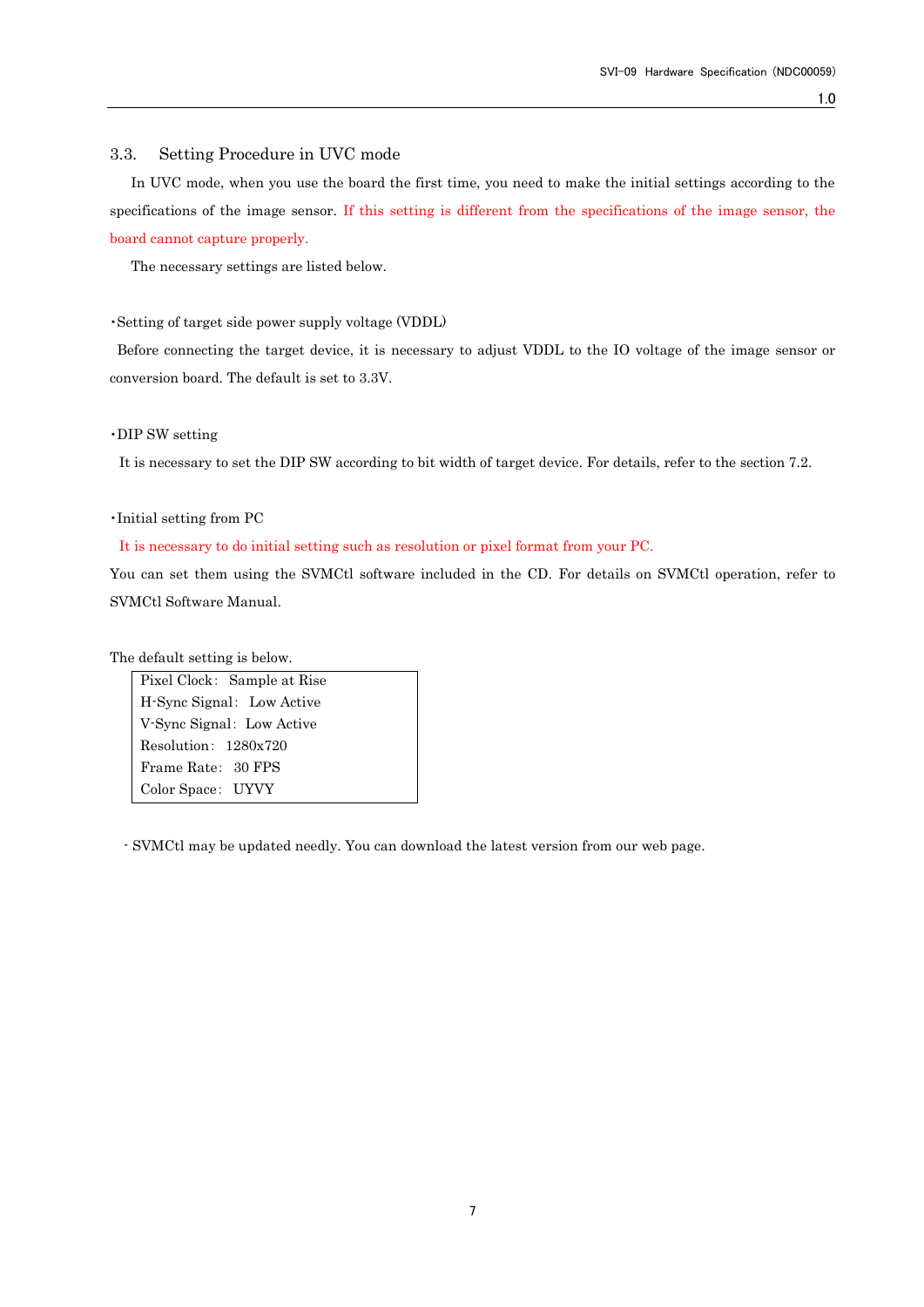## 3.3. Setting Procedure in UVC mode

In UVC mode, when you use the board the first time, you need to make the initial settings according to the specifications of the image sensor. If this setting is different from the specifications of the image sensor, the board cannot capture properly.

The necessary settings are listed below.

・Setting of target side power supply voltage (VDDL)

Before connecting the target device, it is necessary to adjust VDDL to the IO voltage of the image sensor or conversion board. The default is set to 3.3V.

・DIP SW setting

It is necessary to set the DIP SW according to bit width of target device. For details, refer to the section 7.2.

・Initial setting from PC

It is necessary to do initial setting such as resolution or pixel format from your PC.

You can set them using the SVMCtl software included in the CD. For details on SVMCtl operation, refer to SVMCtl Software Manual.

The default setting is below.

| Default setting |
|---|
| Pixel Clock： Sample at Rise |
| H-Sync Signal： Low Active |
| V-Sync Signal： Low Active |
| Resolution： 1280x720 |
| Frame Rate： 30 FPS |
| Color Space： UYVY |

- SVMCtl may be updated needly. You can download the latest version from our web page.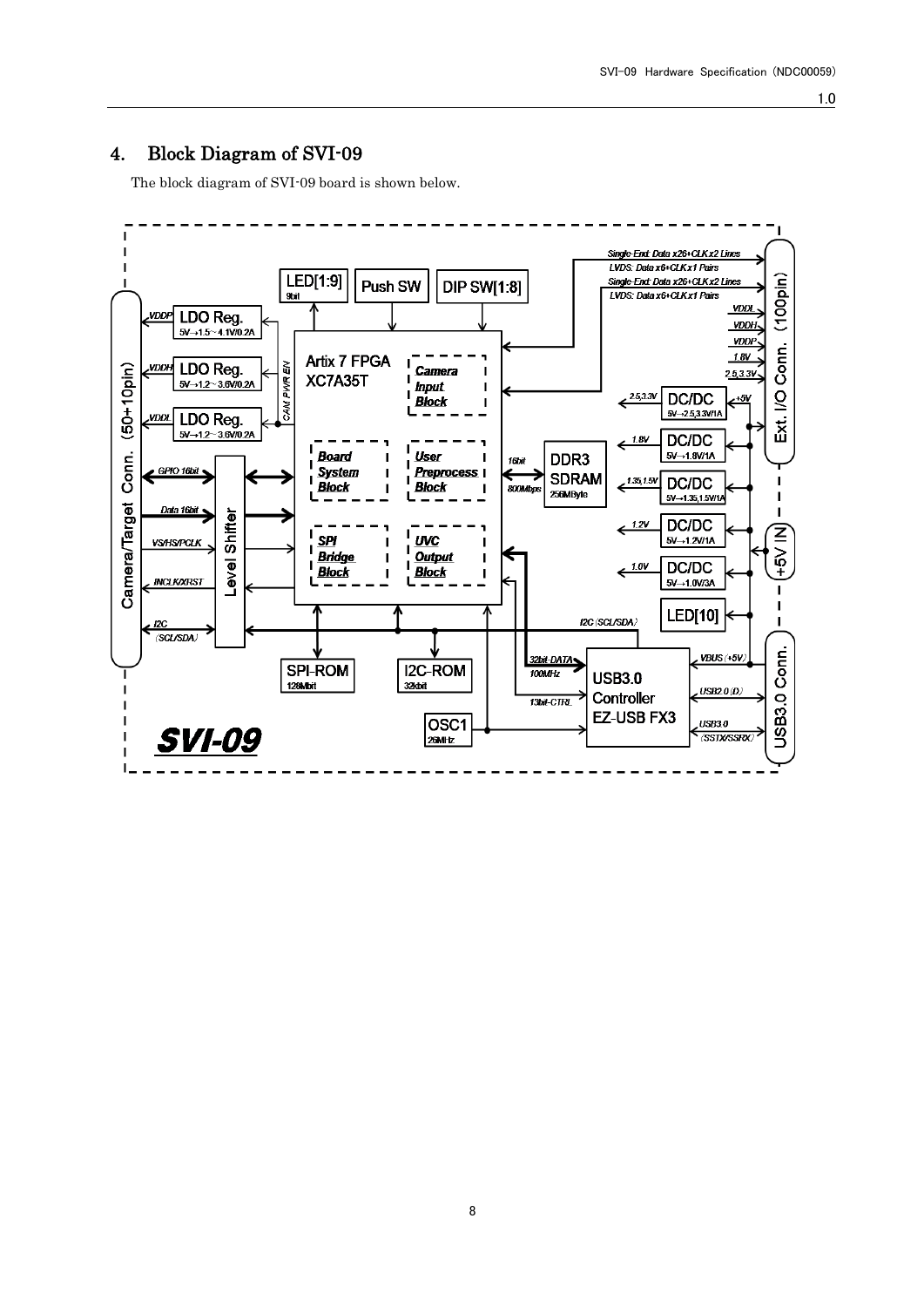## 4. Block Diagram of SVI-09

The block diagram of SVI-09 board is shown below.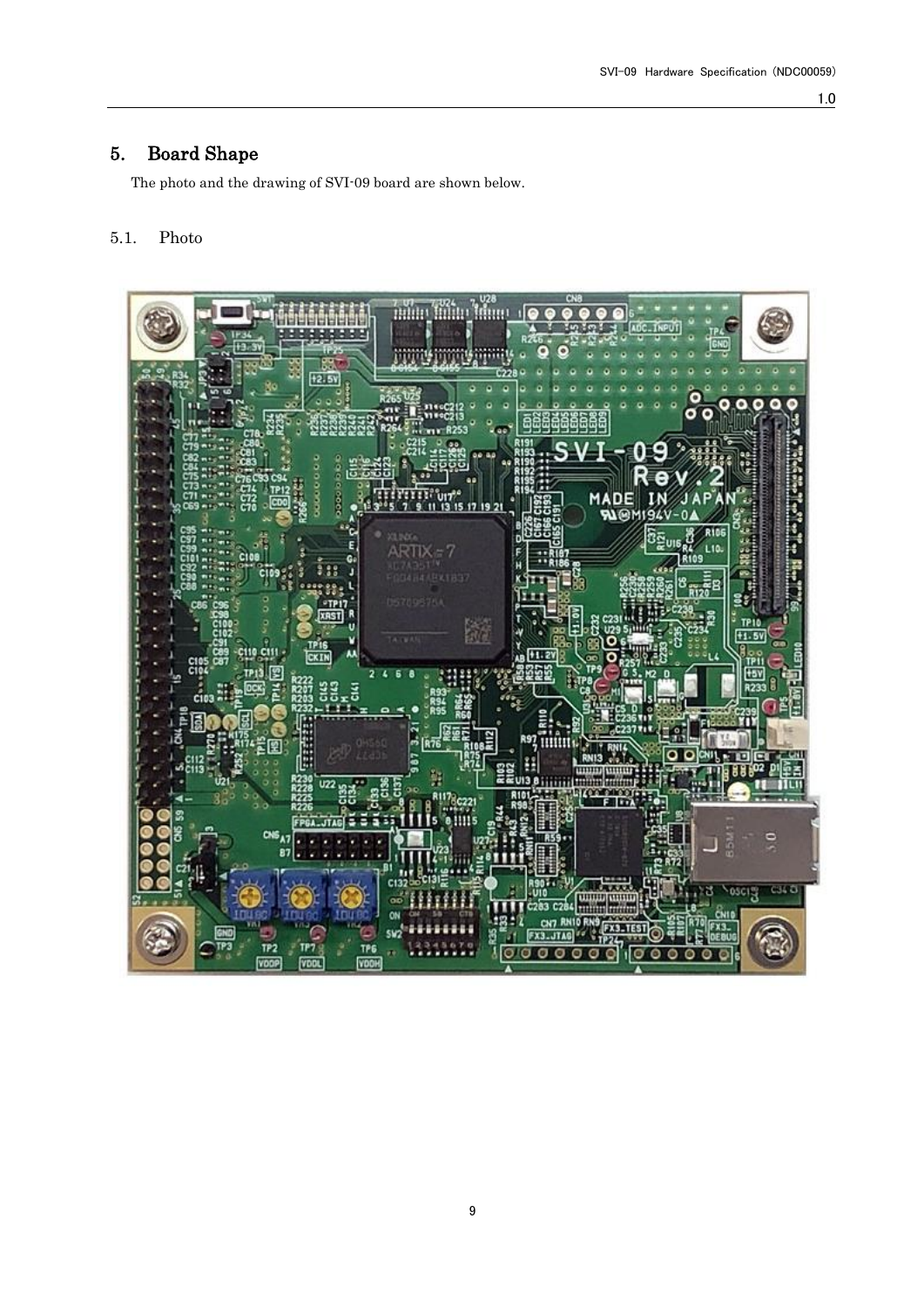# 5. Board Shape

The photo and the drawing of SVI-09 board are shown below.

## 5.1. Photo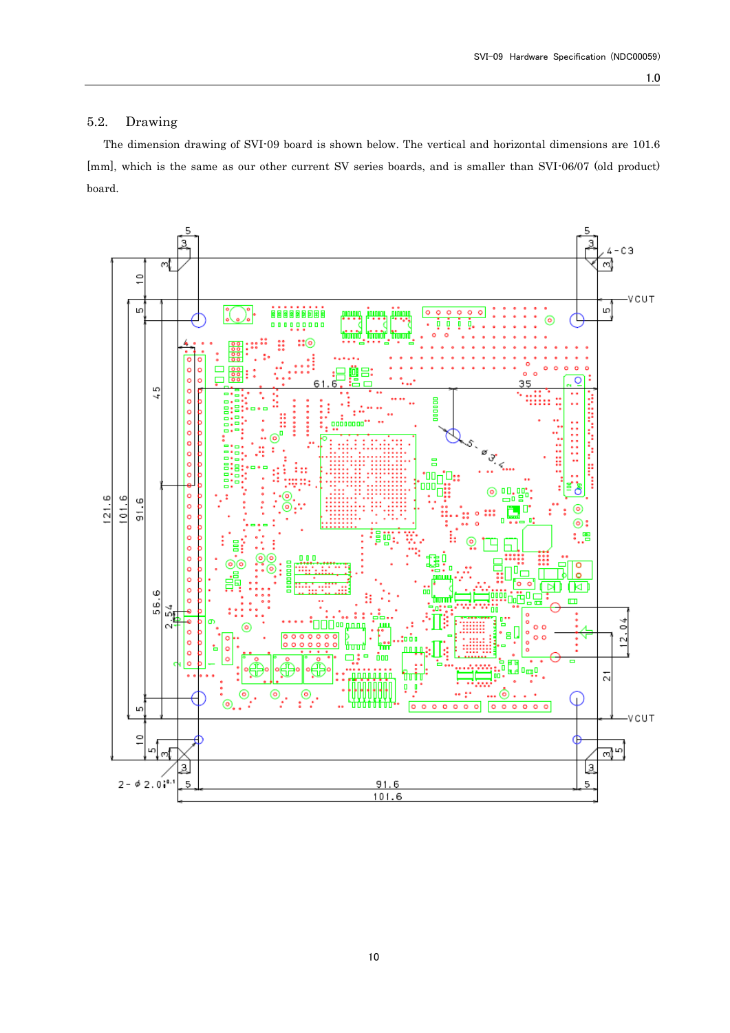## 5.2. Drawing

The dimension drawing of SVI-09 board is shown below. The vertical and horizontal dimensions are 101.6 [mm], which is the same as our other current SV series boards, and is smaller than SVI-06/07 (old product) board.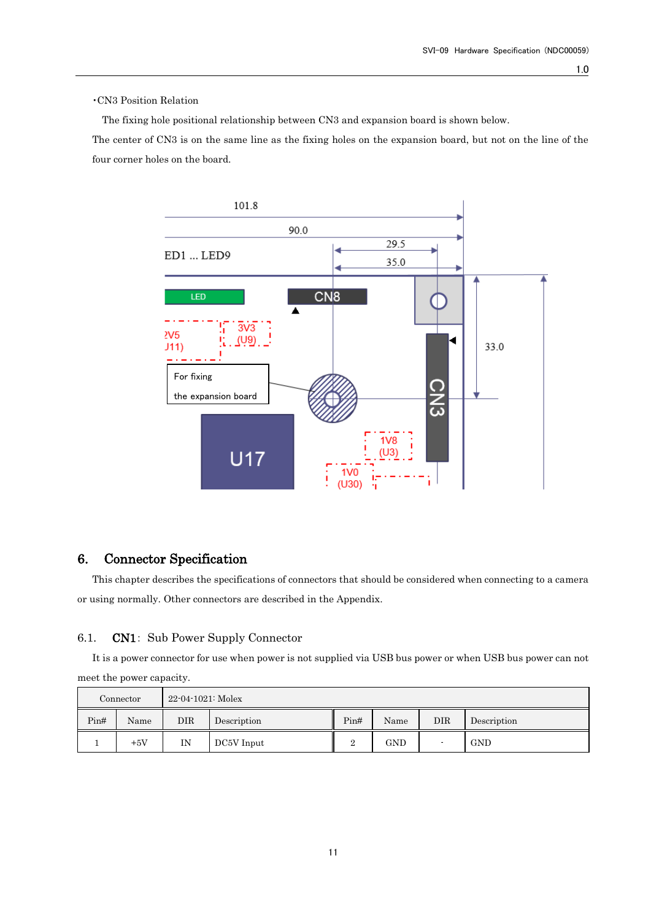・CN3 Position Relation

The fixing hole positional relationship between CN3 and expansion board is shown below.

The center of CN3 is on the same line as the fixing holes on the expansion board, but not on the line of the four corner holes on the board.

# 6. Connector Specification

This chapter describes the specifications of connectors that should be considered when connecting to a camera or using normally. Other connectors are described in the Appendix.

## 6.1. CN1: Sub Power Supply Connector

It is a power connector for use when power is not supplied via USB bus power or when USB bus power can not meet the power capacity.

| Connector | 22-04-1021: Molex | | | | | | |
|---|---|---|---|---|---|---|---|
| Pin# | Name | DIR | Description | Pin# | Name | DIR | Description |
| 1 | +5V | IN | DC5V Input | 2 | GND | - | GND |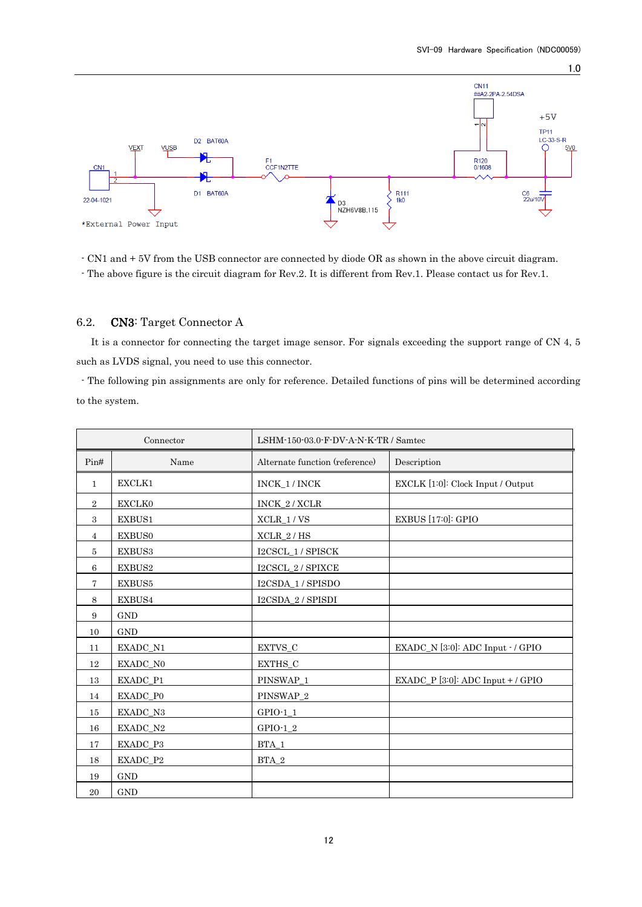- CN1 and + 5V from the USB connector are connected by diode OR as shown in the above circuit diagram.
- The above figure is the circuit diagram for Rev.2. It is different from Rev.1. Please contact us for Rev.1.

## 6.2. CN3: Target Connector A

It is a connector for connecting the target image sensor. For signals exceeding the support range of CN 4, 5 such as LVDS signal, you need to use this connector.

- The following pin assignments are only for reference. Detailed functions of pins will be determined according to the system.

| Connector | | LSHM-150-03.0-F-DV-A-N-K-TR / Samtec | |
|---|---|---|---|
| Pin# | Name | Alternate function (reference) | Description |
| 1 | EXCLK1 | INCK_1 / INCK | EXCLK [1:0]: Clock Input / Output |
| 2 | EXCLK0 | INCK_2 / XCLR | |
| 3 | EXBUS1 | XCLR_1 / VS | EXBUS [17:0]: GPIO |
| 4 | EXBUS0 | XCLR_2 / HS | |
| 5 | EXBUS3 | I2CSCL_1 / SPISCK | |
| 6 | EXBUS2 | I2CSCL_2 / SPIXCE | |
| 7 | EXBUS5 | I2CSDA_1 / SPISDO | |
| 8 | EXBUS4 | I2CSDA_2 / SPISDI | |
| 9 | GND | | |
| 10 | GND | | |
| 11 | EXADC_N1 | EXTVS_C | EXADC_N [3:0]: ADC Input - / GPIO |
| 12 | EXADC_N0 | EXTHS_C | |
| 13 | EXADC_P1 | PINSWAP_1 | EXADC_P [3:0]: ADC Input + / GPIO |
| 14 | EXADC_P0 | PINSWAP_2 | |
| 15 | EXADC_N3 | GPIO-1_1 | |
| 16 | EXADC_N2 | GPIO-1_2 | |
| 17 | EXADC_P3 | BTA_1 | |
| 18 | EXADC_P2 | BTA_2 | |
| 19 | GND | | |
| 20 | GND | | |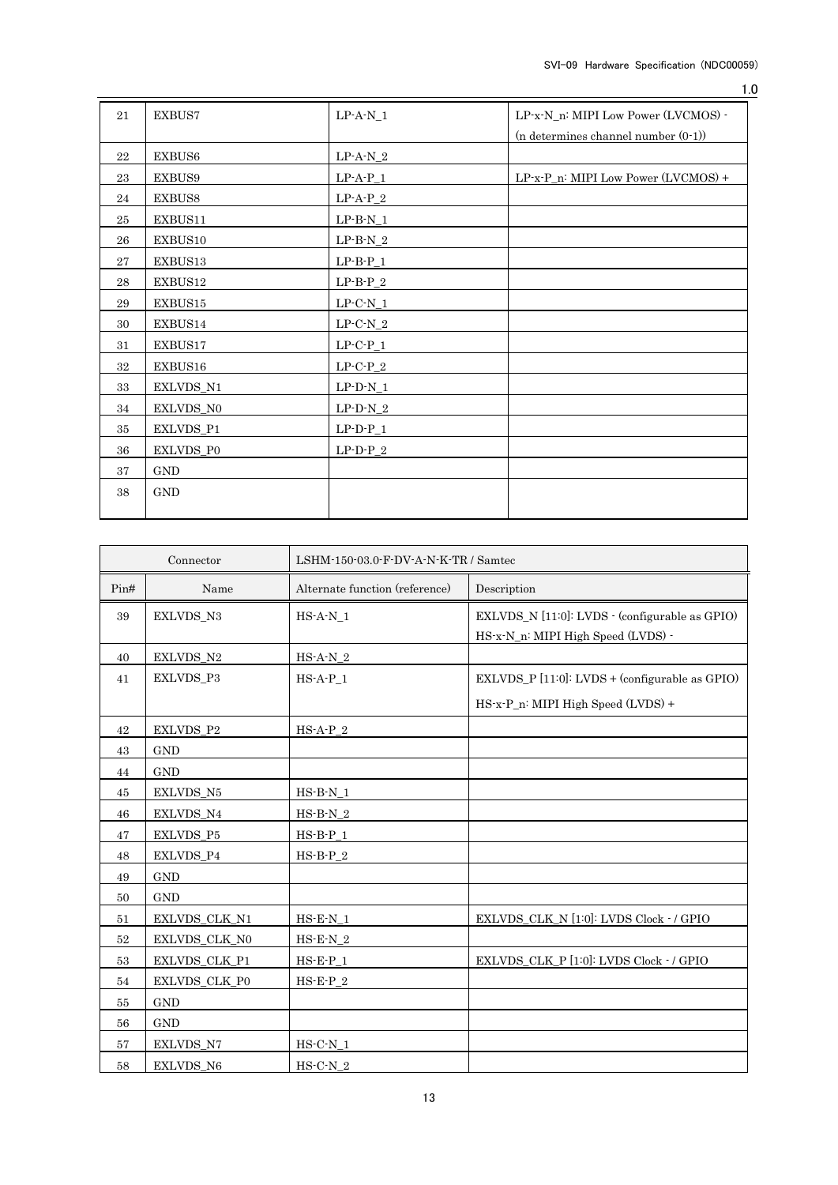| 21 | EXBUS7 | LP-A-N_1 | LP-x-N_n: MIPI Low Power (LVCMOS) - (n determines channel number (0-1)) |
|---|---|---|---|
| 22 | EXBUS6 | LP-A-N_2 | |
| 23 | EXBUS9 | LP-A-P_1 | LP-x-P_n: MIPI Low Power (LVCMOS) + |
| 24 | EXBUS8 | LP-A-P_2 | |
| 25 | EXBUS11 | LP-B-N_1 | |
| 26 | EXBUS10 | LP-B-N_2 | |
| 27 | EXBUS13 | LP-B-P_1 | |
| 28 | EXBUS12 | LP-B-P_2 | |
| 29 | EXBUS15 | LP-C-N_1 | |
| 30 | EXBUS14 | LP-C-N_2 | |
| 31 | EXBUS17 | LP-C-P_1 | |
| 32 | EXBUS16 | LP-C-P_2 | |
| 33 | EXLVDS_N1 | LP-D-N_1 | |
| 34 | EXLVDS_N0 | LP-D-N_2 | |
| 35 | EXLVDS_P1 | LP-D-P_1 | |
| 36 | EXLVDS_P0 | LP-D-P_2 | |
| 37 | GND | | |
| 38 | GND | | |

| Connector | | LSHM-150-03.0-F-DV-A-N-K-TR / Samtec | |
|---|---|---|---|
| Pin# | Name | Alternate function (reference) | Description |
| 39 | EXLVDS_N3 | HS-A-N_1 | EXLVDS_N [11:0]: LVDS - (configurable as GPIO) HS-x-N_n: MIPI High Speed (LVDS) - |
| 40 | EXLVDS_N2 | HS-A-N_2 | |
| 41 | EXLVDS_P3 | HS-A-P_1 | EXLVDS_P [11:0]: LVDS + (configurable as GPIO) HS-x-P_n: MIPI High Speed (LVDS) + |
| 42 | EXLVDS_P2 | HS-A-P_2 | |
| 43 | GND | | |
| 44 | GND | | |
| 45 | EXLVDS_N5 | HS-B-N_1 | |
| 46 | EXLVDS_N4 | HS-B-N_2 | |
| 47 | EXLVDS_P5 | HS-B-P_1 | |
| 48 | EXLVDS_P4 | HS-B-P_2 | |
| 49 | GND | | |
| 50 | GND | | |
| 51 | EXLVDS_CLK_N1 | HS-E-N_1 | EXLVDS_CLK_N [1:0]: LVDS Clock - / GPIO |
| 52 | EXLVDS_CLK_N0 | HS-E-N_2 | |
| 53 | EXLVDS_CLK_P1 | HS-E-P_1 | EXLVDS_CLK_P [1:0]: LVDS Clock - / GPIO |
| 54 | EXLVDS_CLK_P0 | HS-E-P_2 | |
| 55 | GND | | |
| 56 | GND | | |
| 57 | EXLVDS_N7 | HS-C-N_1 | |
| 58 | EXLVDS_N6 | HS-C-N_2 | |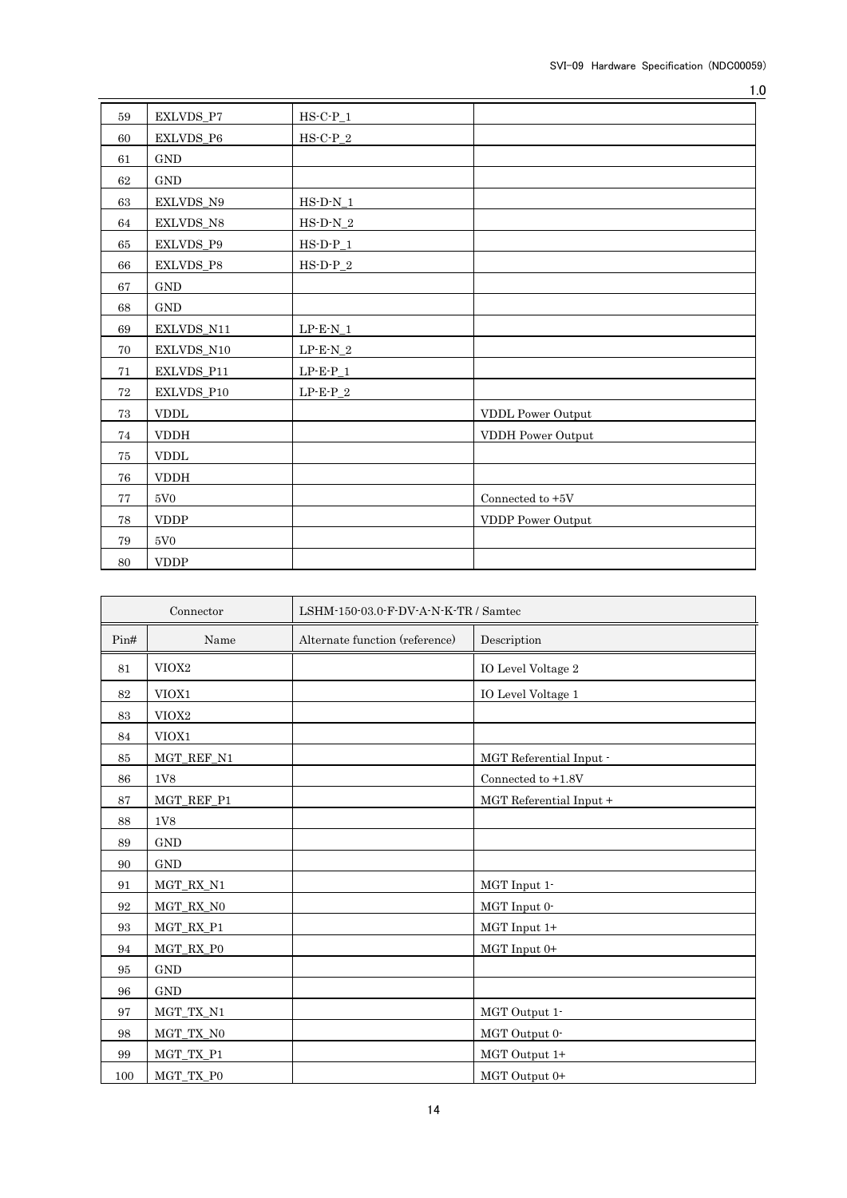| | | | |
|---|---|---|---|
| 59 | EXLVDS_P7 | HS-C-P_1 | |
| 60 | EXLVDS_P6 | HS-C-P_2 | |
| 61 | GND | | |
| 62 | GND | | |
| 63 | EXLVDS_N9 | HS-D-N_1 | |
| 64 | EXLVDS_N8 | HS-D-N_2 | |
| 65 | EXLVDS_P9 | HS-D-P_1 | |
| 66 | EXLVDS_P8 | HS-D-P_2 | |
| 67 | GND | | |
| 68 | GND | | |
| 69 | EXLVDS_N11 | LP-E-N_1 | |
| 70 | EXLVDS_N10 | LP-E-N_2 | |
| 71 | EXLVDS_P11 | LP-E-P_1 | |
| 72 | EXLVDS_P10 | LP-E-P_2 | |
| 73 | VDDL | | VDDL Power Output |
| 74 | VDDH | | VDDH Power Output |
| 75 | VDDL | | |
| 76 | VDDH | | |
| 77 | 5V0 | | Connected to +5V |
| 78 | VDDP | | VDDP Power Output |
| 79 | 5V0 | | |
| 80 | VDDP | | |

| Connector | | LSHM-150-03.0-F-DV-A-N-K-TR / Samtec | |
|---|---|---|---|
| Pin# | Name | Alternate function (reference) | Description |
| 81 | VIOX2 | | IO Level Voltage 2 |
| 82 | VIOX1 | | IO Level Voltage 1 |
| 83 | VIOX2 | | |
| 84 | VIOX1 | | |
| 85 | MGT_REF_N1 | | MGT Referential Input - |
| 86 | 1V8 | | Connected to +1.8V |
| 87 | MGT_REF_P1 | | MGT Referential Input + |
| 88 | 1V8 | | |
| 89 | GND | | |
| 90 | GND | | |
| 91 | MGT_RX_N1 | | MGT Input 1- |
| 92 | MGT_RX_N0 | | MGT Input 0- |
| 93 | MGT_RX_P1 | | MGT Input 1+ |
| 94 | MGT_RX_P0 | | MGT Input 0+ |
| 95 | GND | | |
| 96 | GND | | |
| 97 | MGT_TX_N1 | | MGT Output 1- |
| 98 | MGT_TX_N0 | | MGT Output 0- |
| 99 | MGT_TX_P1 | | MGT Output 1+ |
| 100 | MGT_TX_P0 | | MGT Output 0+ |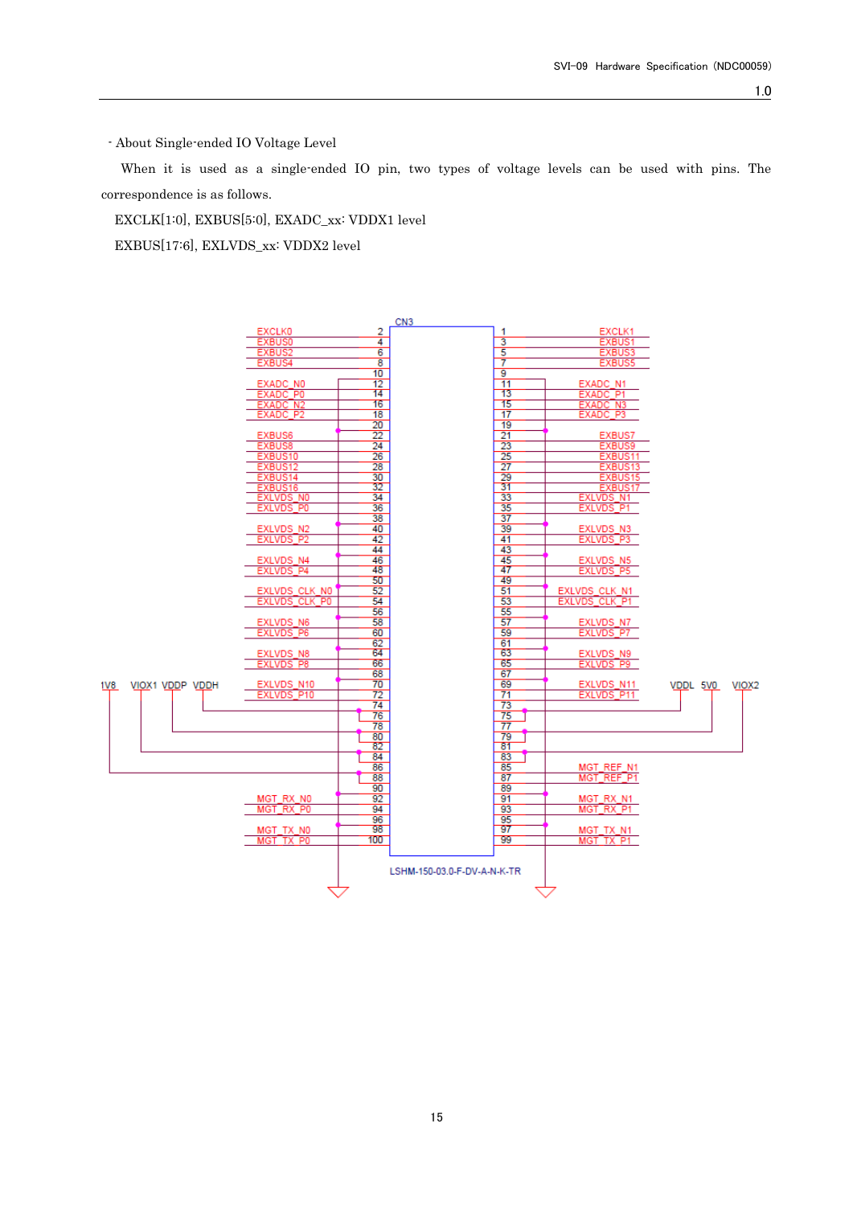- About Single-ended IO Voltage Level

When it is used as a single-ended IO pin, two types of voltage levels can be used with pins. The correspondence is as follows.

EXCLK[1:0], EXBUS[5:0], EXADC_xx: VDDX1 level

EXBUS[17:6], EXLVDS_xx: VDDX2 level

CN3

| Signal | Pin | Pin | Signal |
|---|---|---|---|
| EXCLK0 | 2 | 1 | EXCLK1 |
| EXBUS0 | 4 | 3 | EXBUS1 |
| EXBUS2 | 6 | 5 | EXBUS3 |
| EXBUS4 | 8 | 7 | EXBUS5 |
| | 10 | 9 | |
| EXADC_N0 | 12 | 11 | EXADC_N1 |
| EXADC_P0 | 14 | 13 | EXADC_P1 |
| EXADC_N2 | 16 | 15 | EXADC_N3 |
| EXADC_P2 | 18 | 17 | EXADC_P3 |
| | 20 | 19 | |
| EXBUS6 | 22 | 21 | EXBUS7 |
| EXBUS8 | 24 | 23 | EXBUS9 |
| EXBUS10 | 26 | 25 | EXBUS11 |
| EXBUS12 | 28 | 27 | EXBUS13 |
| EXBUS14 | 30 | 29 | EXBUS15 |
| EXBUS16 | 32 | 31 | EXBUS17 |
| EXLVDS_N0 | 34 | 33 | EXLVDS_N1 |
| EXLVDS_P0 | 36 | 35 | EXLVDS_P1 |
| | 38 | 37 | |
| EXLVDS_N2 | 40 | 39 | EXLVDS_N3 |
| EXLVDS_P2 | 42 | 41 | EXLVDS_P3 |
| | 44 | 43 | |
| EXLVDS_N4 | 46 | 45 | EXLVDS_N5 |
| EXLVDS_P4 | 48 | 47 | EXLVDS_P5 |
| | 50 | 49 | |
| EXLVDS_CLK_N0 | 52 | 51 | EXLVDS_CLK_N1 |
| EXLVDS_CLK_P0 | 54 | 53 | EXLVDS_CLK_P1 |
| | 56 | 55 | |
| EXLVDS_N6 | 58 | 57 | EXLVDS_N7 |
| EXLVDS_P6 | 60 | 59 | EXLVDS_P7 |
| | 62 | 61 | |
| EXLVDS_N8 | 64 | 63 | EXLVDS_N9 |
| EXLVDS_P8 | 66 | 65 | EXLVDS_P9 |
| | 68 | 67 | |
| EXLVDS_N10 | 70 | 69 | EXLVDS_N11 |
| EXLVDS_P10 | 72 | 71 | EXLVDS_P11 |
| | 74 | 73 | |
| VDDH | 76 | 75 | VDDL |
| VDDP | 78 | 77 | 5V0 |
| VDDP | 80 | 79 | 5V0 |
| VIOX1 | 82 | 81 | VIOX2 |
| VIOX1 | 84 | 83 | VIOX2 |
| 1V8 | 86 | 85 | MGT_REF_N1 |
| 1V8 | 88 | 87 | MGT_REF_P1 |
| | 90 | 89 | |
| MGT_RX_N0 | 92 | 91 | MGT_RX_N1 |
| MGT_RX_P0 | 94 | 93 | MGT_RX_P1 |
| | 96 | 95 | |
| MGT_TX_N0 | 98 | 97 | MGT_TX_N1 |
| MGT_TX_P0 | 100 | 99 | MGT_TX_P1 |

LSHM-150-03.0-F-DV-A-N-K-TR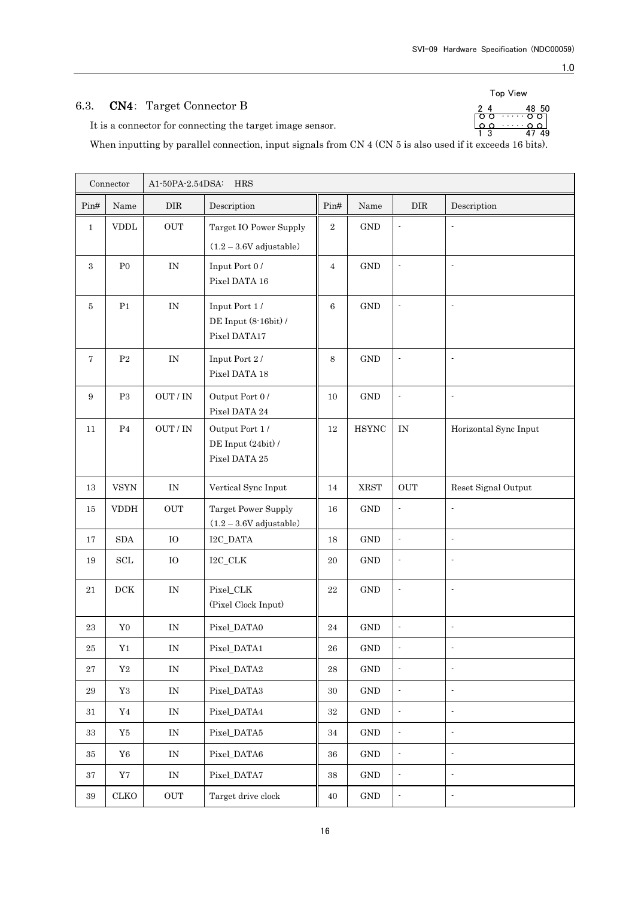### 6.3. CN4: Target Connector B

Top View

```
2 4          48 50
o o  ·····  o o
o o  ·····  o o
1 3          47 49
```

It is a connector for connecting the target image sensor.

When inputting by parallel connection, input signals from CN 4 (CN 5 is also used if it exceeds 16 bits).

| Connector | A1-50PA-2.54DSA: HRS | | | | | | |
|---|---|---|---|---|---|---|---|
| Pin# | Name | DIR | Description | Pin# | Name | DIR | Description |
| 1 | VDDL | OUT | Target IO Power Supply (1.2 – 3.6V adjustable) | 2 | GND | - | - |
| 3 | P0 | IN | Input Port 0 / Pixel DATA 16 | 4 | GND | - | - |
| 5 | P1 | IN | Input Port 1 / DE Input (8-16bit) / Pixel DATA17 | 6 | GND | - | - |
| 7 | P2 | IN | Input Port 2 / Pixel DATA 18 | 8 | GND | - | - |
| 9 | P3 | OUT / IN | Output Port 0 / Pixel DATA 24 | 10 | GND | - | - |
| 11 | P4 | OUT / IN | Output Port 1 / DE Input (24bit) / Pixel DATA 25 | 12 | HSYNC | IN | Horizontal Sync Input |
| 13 | VSYN | IN | Vertical Sync Input | 14 | XRST | OUT | Reset Signal Output |
| 15 | VDDH | OUT | Target Power Supply (1.2 – 3.6V adjustable) | 16 | GND | - | - |
| 17 | SDA | IO | I2C_DATA | 18 | GND | - | - |
| 19 | SCL | IO | I2C_CLK | 20 | GND | - | - |
| 21 | DCK | IN | Pixel_CLK (Pixel Clock Input) | 22 | GND | - | - |
| 23 | Y0 | IN | Pixel_DATA0 | 24 | GND | - | - |
| 25 | Y1 | IN | Pixel_DATA1 | 26 | GND | - | - |
| 27 | Y2 | IN | Pixel_DATA2 | 28 | GND | - | - |
| 29 | Y3 | IN | Pixel_DATA3 | 30 | GND | - | - |
| 31 | Y4 | IN | Pixel_DATA4 | 32 | GND | - | - |
| 33 | Y5 | IN | Pixel_DATA5 | 34 | GND | - | - |
| 35 | Y6 | IN | Pixel_DATA6 | 36 | GND | - | - |
| 37 | Y7 | IN | Pixel_DATA7 | 38 | GND | - | - |
| 39 | CLKO | OUT | Target drive clock | 40 | GND | - | - |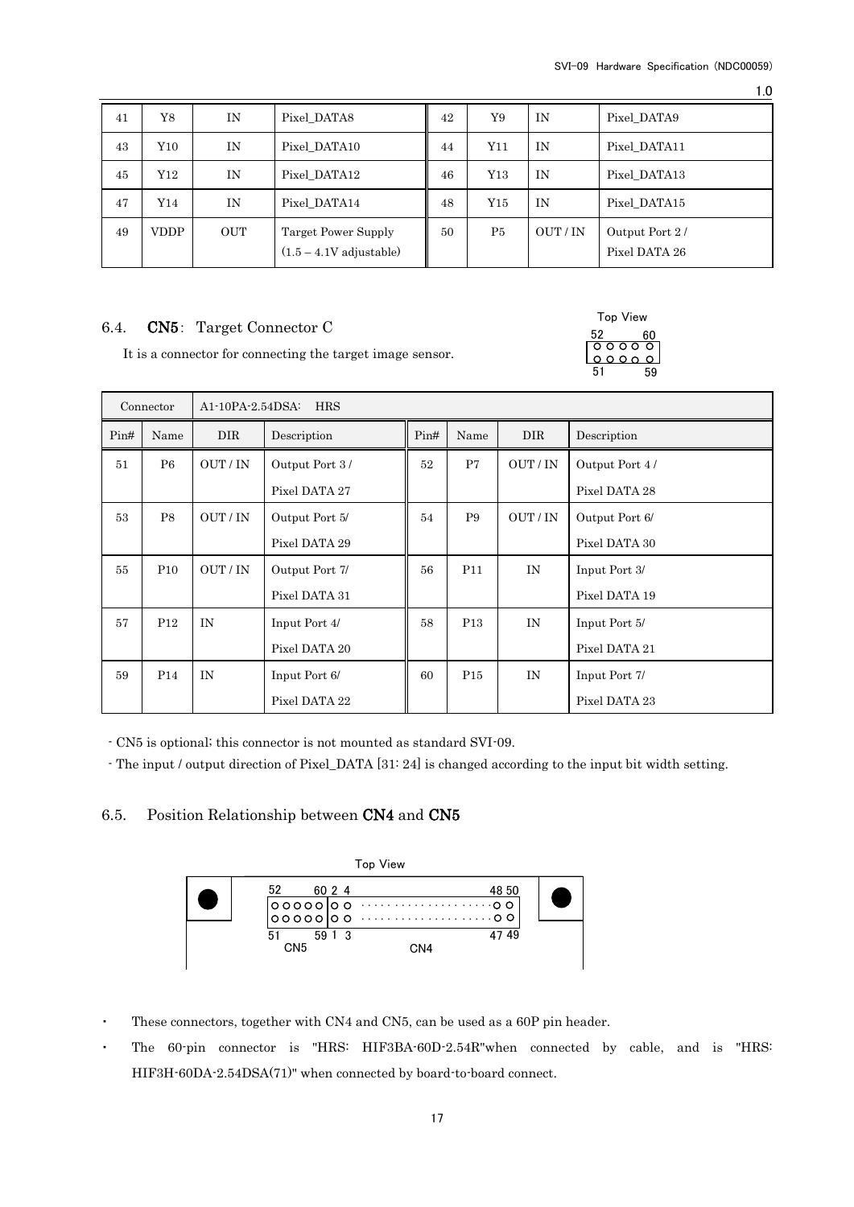| 41 | Y8 | IN | Pixel_DATA8 | 42 | Y9 | IN | Pixel_DATA9 |
|---|---|---|---|---|---|---|---|
| 43 | Y10 | IN | Pixel_DATA10 | 44 | Y11 | IN | Pixel_DATA11 |
| 45 | Y12 | IN | Pixel_DATA12 | 46 | Y13 | IN | Pixel_DATA13 |
| 47 | Y14 | IN | Pixel_DATA14 | 48 | Y15 | IN | Pixel_DATA15 |
| 49 | VDDP | OUT | Target Power Supply (1.5 – 4.1V adjustable) | 50 | P5 | OUT / IN | Output Port 2 / Pixel DATA 26 |

## 6.4. CN5: Target Connector C

It is a connector for connecting the target image sensor.

Top View
52 60
51 59

| Connector | A1-10PA-2.54DSA: HRS | | | | | | |
|---|---|---|---|---|---|---|---|
| Pin# | Name | DIR | Description | Pin# | Name | DIR | Description |
| 51 | P6 | OUT / IN | Output Port 3 / Pixel DATA 27 | 52 | P7 | OUT / IN | Output Port 4 / Pixel DATA 28 |
| 53 | P8 | OUT / IN | Output Port 5/ Pixel DATA 29 | 54 | P9 | OUT / IN | Output Port 6/ Pixel DATA 30 |
| 55 | P10 | OUT / IN | Output Port 7/ Pixel DATA 31 | 56 | P11 | IN | Input Port 3/ Pixel DATA 19 |
| 57 | P12 | IN | Input Port 4/ Pixel DATA 20 | 58 | P13 | IN | Input Port 5/ Pixel DATA 21 |
| 59 | P14 | IN | Input Port 6/ Pixel DATA 22 | 60 | P15 | IN | Input Port 7/ Pixel DATA 23 |

- CN5 is optional; this connector is not mounted as standard SVI-09.
- The input / output direction of Pixel_DATA [31: 24] is changed according to the input bit width setting.

## 6.5. Position Relationship between CN4 and CN5

Top View

52 60 2 4 48 50
51 59 1 3 47 49
CN5 CN4

- These connectors, together with CN4 and CN5, can be used as a 60P pin header.
- The 60-pin connector is "HRS: HIF3BA-60D-2.54R"when connected by cable, and is "HRS: HIF3H-60DA-2.54DSA(71)" when connected by board-to-board connect.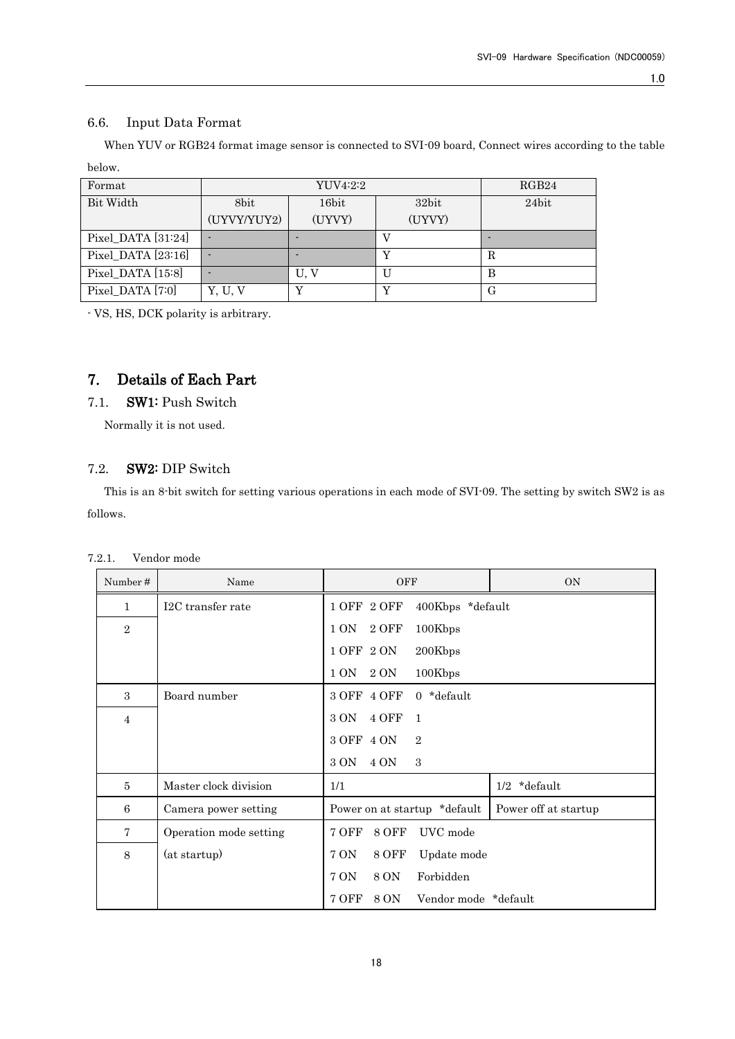### 6.6. Input Data Format

When YUV or RGB24 format image sensor is connected to SVI-09 board, Connect wires according to the table below.

| Format | YUV4:2:2 | | | RGB24 |
|---|---|---|---|---|
| Bit Width | 8bit (UYVY/YUY2) | 16bit (UYVY) | 32bit (UYVY) | 24bit |
| Pixel_DATA [31:24] | - | - | V | - |
| Pixel_DATA [23:16] | - | - | Y | R |
| Pixel_DATA [15:8] | - | U, V | U | B |
| Pixel_DATA [7:0] | Y, U, V | Y | Y | G |

- VS, HS, DCK polarity is arbitrary.

## 7. Details of Each Part

### 7.1. SW1: Push Switch

Normally it is not used.

### 7.2. SW2: DIP Switch

This is an 8-bit switch for setting various operations in each mode of SVI-09. The setting by switch SW2 is as follows.

#### 7.2.1. Vendor mode

| Number # | Name | OFF | ON |
|---|---|---|---|
| 1 | I2C transfer rate | 1 OFF 2 OFF 400Kbps *default | |
| 2 | | 1 ON 2 OFF 100Kbps | |
| | | 1 OFF 2 ON 200Kbps | |
| | | 1 ON 2 ON 100Kbps | |
| 3 | Board number | 3 OFF 4 OFF 0 *default | |
| 4 | | 3 ON 4 OFF 1 | |
| | | 3 OFF 4 ON 2 | |
| | | 3 ON 4 ON 3 | |
| 5 | Master clock division | 1/1 | 1/2 *default |
| 6 | Camera power setting | Power on at startup *default | Power off at startup |
| 7 | Operation mode setting | 7 OFF 8 OFF UVC mode | |
| 8 | (at startup) | 7 ON 8 OFF Update mode | |
| | | 7 ON 8 ON Forbidden | |
| | | 7 OFF 8 ON Vendor mode *default | |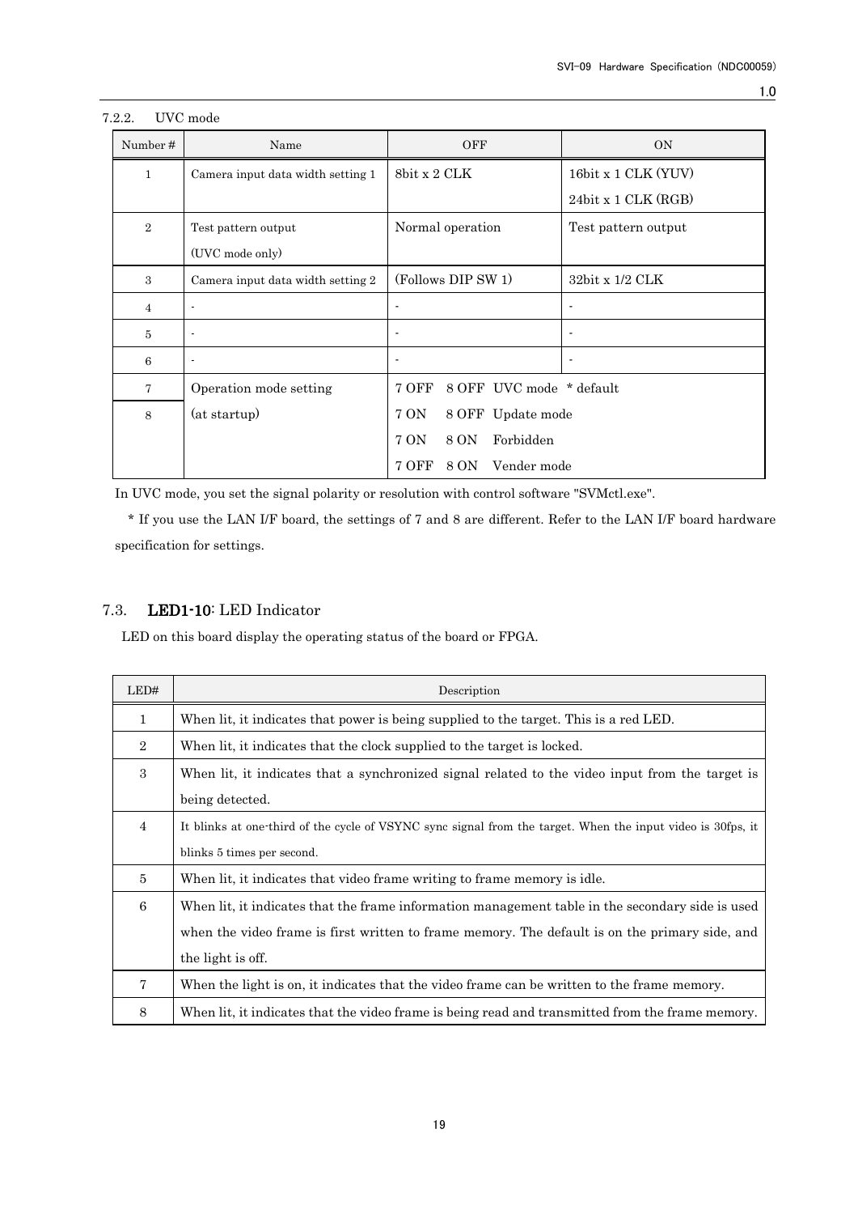#### 7.2.2. UVC mode

| Number # | Name | OFF | ON |
|---|---|---|---|
| 1 | Camera input data width setting 1 | 8bit x 2 CLK | 16bit x 1 CLK (YUV)<br>24bit x 1 CLK (RGB) |
| 2 | Test pattern output<br>(UVC mode only) | Normal operation | Test pattern output |
| 3 | Camera input data width setting 2 | (Follows DIP SW 1) | 32bit x 1/2 CLK |
| 4 | - | - | - |
| 5 | - | - | - |
| 6 | - | - | - |
| 7 | Operation mode setting<br>(at startup) | 7 OFF 8 OFF UVC mode * default<br>7 ON 8 OFF Update mode<br>7 ON 8 ON Forbidden<br>7 OFF 8 ON Vender mode | |
| 8 | | | |

In UVC mode, you set the signal polarity or resolution with control software "SVMctl.exe".

* If you use the LAN I/F board, the settings of 7 and 8 are different. Refer to the LAN I/F board hardware specification for settings.

### 7.3. LED1-10: LED Indicator

LED on this board display the operating status of the board or FPGA.

| LED# | Description |
|---|---|
| 1 | When lit, it indicates that power is being supplied to the target. This is a red LED. |
| 2 | When lit, it indicates that the clock supplied to the target is locked. |
| 3 | When lit, it indicates that a synchronized signal related to the video input from the target is being detected. |
| 4 | It blinks at one-third of the cycle of VSYNC sync signal from the target. When the input video is 30fps, it blinks 5 times per second. |
| 5 | When lit, it indicates that video frame writing to frame memory is idle. |
| 6 | When lit, it indicates that the frame information management table in the secondary side is used when the video frame is first written to frame memory. The default is on the primary side, and the light is off. |
| 7 | When the light is on, it indicates that the video frame can be written to the frame memory. |
| 8 | When lit, it indicates that the video frame is being read and transmitted from the frame memory. |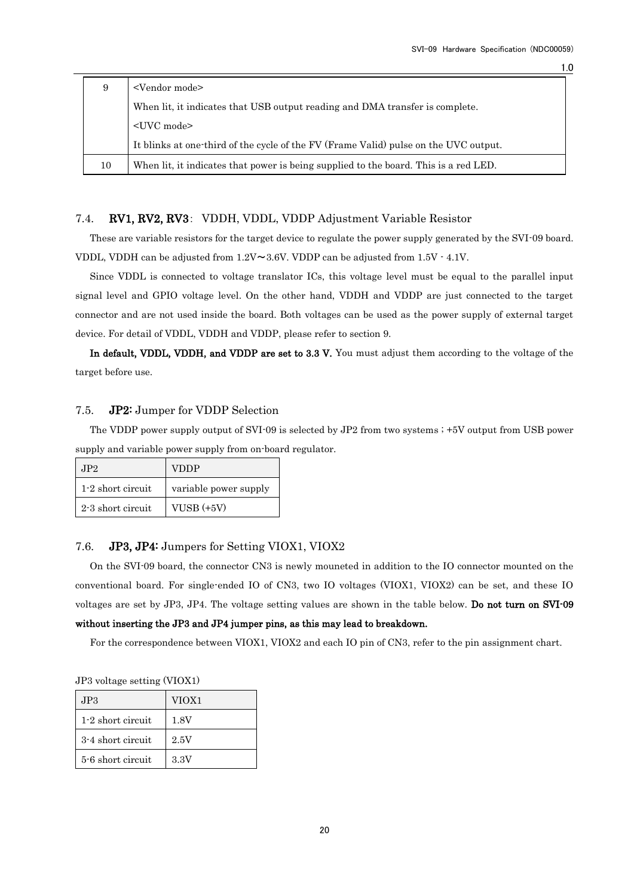| 9 | <Vendor mode><br>When lit, it indicates that USB output reading and DMA transfer is complete.<br><UVC mode><br>It blinks at one-third of the cycle of the FV (Frame Valid) pulse on the UVC output. |
|---|---|
| 10 | When lit, it indicates that power is being supplied to the board. This is a red LED. |

### 7.4. **RV1, RV2, RV3**： VDDH, VDDL, VDDP Adjustment Variable Resistor

These are variable resistors for the target device to regulate the power supply generated by the SVI-09 board. VDDL, VDDH can be adjusted from 1.2V～3.6V. VDDP can be adjusted from 1.5V - 4.1V.

Since VDDL is connected to voltage translator ICs, this voltage level must be equal to the parallel input signal level and GPIO voltage level. On the other hand, VDDH and VDDP are just connected to the target connector and are not used inside the board. Both voltages can be used as the power supply of external target device. For detail of VDDL, VDDH and VDDP, please refer to section 9.

**In default, VDDL, VDDH, and VDDP are set to 3.3 V.** You must adjust them according to the voltage of the target before use.

### 7.5. **JP2:** Jumper for VDDP Selection

The VDDP power supply output of SVI-09 is selected by JP2 from two systems ; +5V output from USB power supply and variable power supply from on-board regulator.

| JP2 | VDDP |
|---|---|
| 1-2 short circuit | variable power supply |
| 2-3 short circuit | VUSB (+5V) |

### 7.6. **JP3, JP4:** Jumpers for Setting VIOX1, VIOX2

On the SVI-09 board, the connector CN3 is newly mouneted in addition to the IO connector mounted on the conventional board. For single-ended IO of CN3, two IO voltages (VIOX1, VIOX2) can be set, and these IO voltages are set by JP3, JP4. The voltage setting values are shown in the table below. **Do not turn on SVI-09 without inserting the JP3 and JP4 jumper pins, as this may lead to breakdown.**

For the correspondence between VIOX1, VIOX2 and each IO pin of CN3, refer to the pin assignment chart.

JP3 voltage setting (VIOX1)

| JP3 | VIOX1 |
|---|---|
| 1-2 short circuit | 1.8V |
| 3-4 short circuit | 2.5V |
| 5-6 short circuit | 3.3V |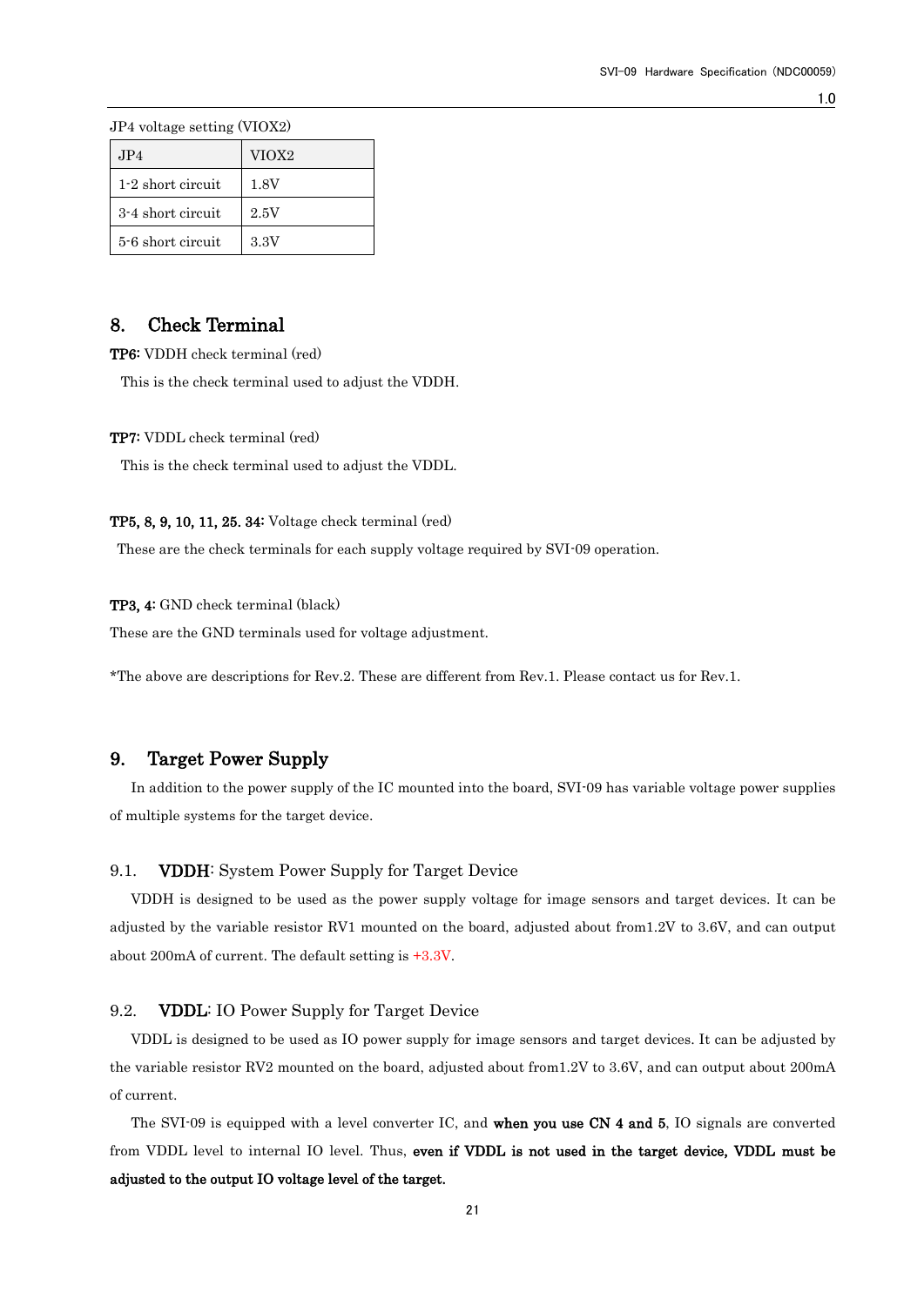JP4 voltage setting (VIOX2)

| JP4 | VIOX2 |
|---|---|
| 1-2 short circuit | 1.8V |
| 3-4 short circuit | 2.5V |
| 5-6 short circuit | 3.3V |

## 8. Check Terminal

**TP6:** VDDH check terminal (red)

This is the check terminal used to adjust the VDDH.

**TP7:** VDDL check terminal (red)

This is the check terminal used to adjust the VDDL.

**TP5, 8, 9, 10, 11, 25. 34:** Voltage check terminal (red)

These are the check terminals for each supply voltage required by SVI-09 operation.

**TP3, 4:** GND check terminal (black)

These are the GND terminals used for voltage adjustment.

*The above are descriptions for Rev.2. These are different from Rev.1. Please contact us for Rev.1.

## 9. Target Power Supply

In addition to the power supply of the IC mounted into the board, SVI-09 has variable voltage power supplies of multiple systems for the target device.

### 9.1. **VDDH**: System Power Supply for Target Device

VDDH is designed to be used as the power supply voltage for image sensors and target devices. It can be adjusted by the variable resistor RV1 mounted on the board, adjusted about from1.2V to 3.6V, and can output about 200mA of current. The default setting is +3.3V.

### 9.2. **VDDL**: IO Power Supply for Target Device

VDDL is designed to be used as IO power supply for image sensors and target devices. It can be adjusted by the variable resistor RV2 mounted on the board, adjusted about from1.2V to 3.6V, and can output about 200mA of current.

The SVI-09 is equipped with a level converter IC, and **when you use CN 4 and 5**, IO signals are converted from VDDL level to internal IO level. Thus, **even if VDDL is not used in the target device, VDDL must be adjusted to the output IO voltage level of the target.**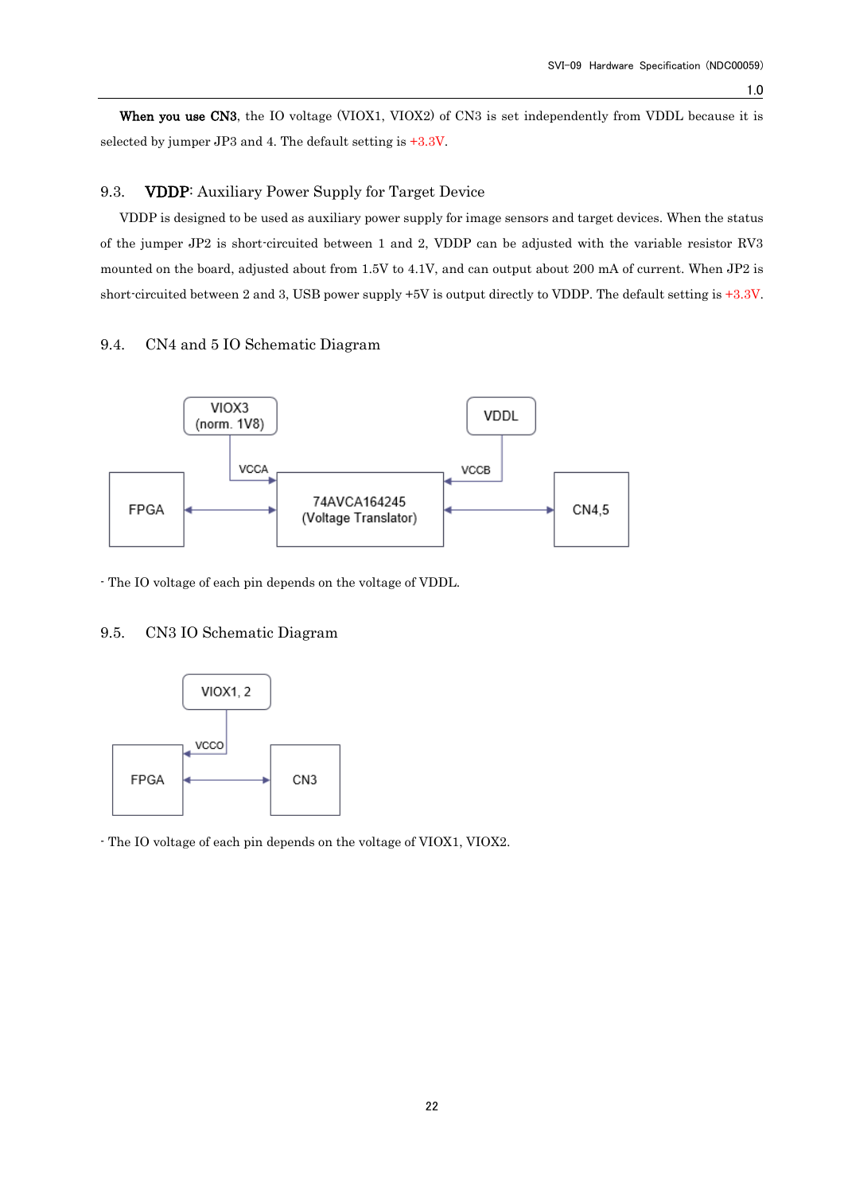**When you use CN3**, the IO voltage (VIOX1, VIOX2) of CN3 is set independently from VDDL because it is selected by jumper JP3 and 4. The default setting is +3.3V.

### 9.3. **VDDP**: Auxiliary Power Supply for Target Device

VDDP is designed to be used as auxiliary power supply for image sensors and target devices. When the status of the jumper JP2 is short-circuited between 1 and 2, VDDP can be adjusted with the variable resistor RV3 mounted on the board, adjusted about from 1.5V to 4.1V, and can output about 200 mA of current. When JP2 is short-circuited between 2 and 3, USB power supply +5V is output directly to VDDP. The default setting is +3.3V.

### 9.4. CN4 and 5 IO Schematic Diagram

VIOX3 (norm. 1V8)

VCCA

VDDL

VCCB

FPGA

74AVCA164245 (Voltage Translator)

CN4,5

- The IO voltage of each pin depends on the voltage of VDDL.

### 9.5. CN3 IO Schematic Diagram

VIOX1, 2

VCCO

FPGA

CN3

- The IO voltage of each pin depends on the voltage of VIOX1, VIOX2.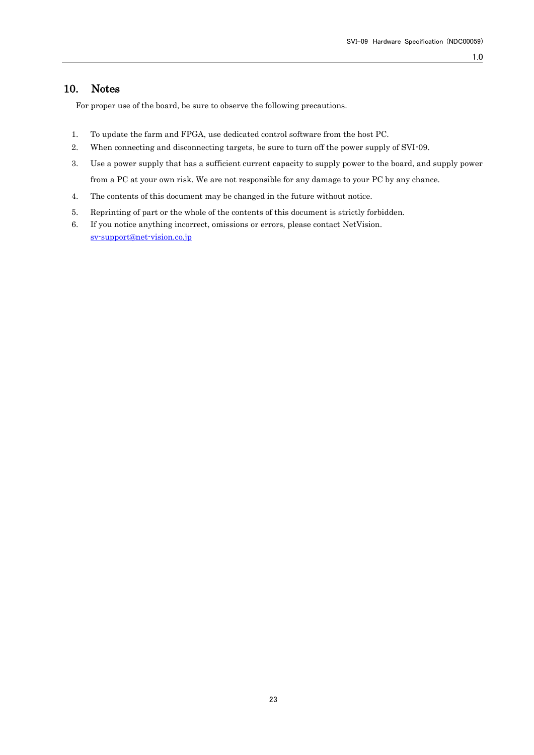## 10. Notes

For proper use of the board, be sure to observe the following precautions.

1. To update the farm and FPGA, use dedicated control software from the host PC.
2. When connecting and disconnecting targets, be sure to turn off the power supply of SVI-09.
3. Use a power supply that has a sufficient current capacity to supply power to the board, and supply power from a PC at your own risk. We are not responsible for any damage to your PC by any chance.
4. The contents of this document may be changed in the future without notice.
5. Reprinting of part or the whole of the contents of this document is strictly forbidden.
6. If you notice anything incorrect, omissions or errors, please contact NetVision.
   sv-support@net-vision.co.jp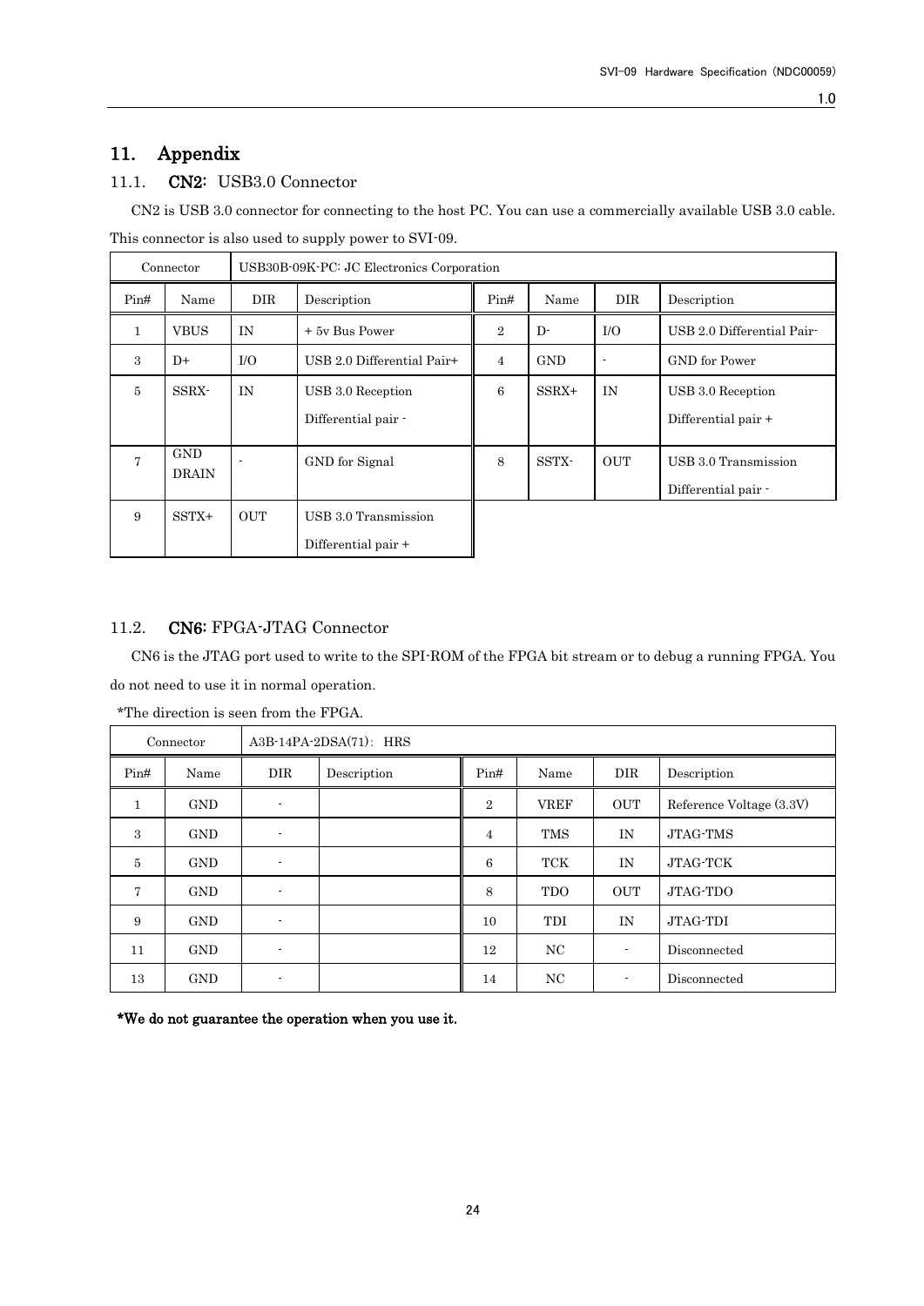# 11. Appendix

## 11.1. CN2: USB3.0 Connector

CN2 is USB 3.0 connector for connecting to the host PC. You can use a commercially available USB 3.0 cable. This connector is also used to supply power to SVI-09.

| Connector | USB30B-09K-PC: JC Electronics Corporation | | | | | | |
|---|---|---|---|---|---|---|---|
| Pin# | Name | DIR | Description | Pin# | Name | DIR | Description |
| 1 | VBUS | IN | + 5v Bus Power | 2 | D- | I/O | USB 2.0 Differential Pair- |
| 3 | D+ | I/O | USB 2.0 Differential Pair+ | 4 | GND | - | GND for Power |
| 5 | SSRX- | IN | USB 3.0 Reception Differential pair - | 6 | SSRX+ | IN | USB 3.0 Reception Differential pair + |
| 7 | GND DRAIN | - | GND for Signal | 8 | SSTX- | OUT | USB 3.0 Transmission Differential pair - |
| 9 | SSTX+ | OUT | USB 3.0 Transmission Differential pair + | | | | |

## 11.2. CN6: FPGA-JTAG Connector

CN6 is the JTAG port used to write to the SPI-ROM of the FPGA bit stream or to debug a running FPGA. You do not need to use it in normal operation.

*The direction is seen from the FPGA.

| Connector | A3B-14PA-2DSA(71): HRS | | | | | | |
|---|---|---|---|---|---|---|---|
| Pin# | Name | DIR | Description | Pin# | Name | DIR | Description |
| 1 | GND | - | | 2 | VREF | OUT | Reference Voltage (3.3V) |
| 3 | GND | - | | 4 | TMS | IN | JTAG-TMS |
| 5 | GND | - | | 6 | TCK | IN | JTAG-TCK |
| 7 | GND | - | | 8 | TDO | OUT | JTAG-TDO |
| 9 | GND | - | | 10 | TDI | IN | JTAG-TDI |
| 11 | GND | - | | 12 | NC | - | Disconnected |
| 13 | GND | - | | 14 | NC | - | Disconnected |

**\*We do not guarantee the operation when you use it.**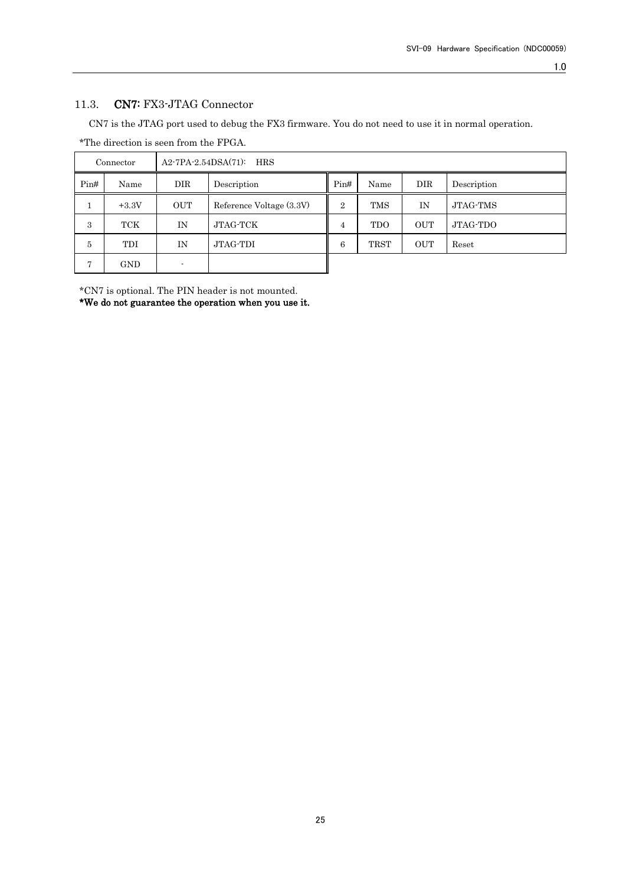## 11.3. **CN7:** FX3-JTAG Connector

CN7 is the JTAG port used to debug the FX3 firmware. You do not need to use it in normal operation.

*The direction is seen from the FPGA.

| Connector | | A2-7PA-2.54DSA(71): HRS | | | | | |
|---|---|---|---|---|---|---|---|
| Pin# | Name | DIR | Description | Pin# | Name | DIR | Description |
| 1 | +3.3V | OUT | Reference Voltage (3.3V) | 2 | TMS | IN | JTAG-TMS |
| 3 | TCK | IN | JTAG-TCK | 4 | TDO | OUT | JTAG-TDO |
| 5 | TDI | IN | JTAG-TDI | 6 | TRST | OUT | Reset |
| 7 | GND | - | | | | | |

*CN7 is optional. The PIN header is not mounted.
**\*We do not guarantee the operation when you use it.**